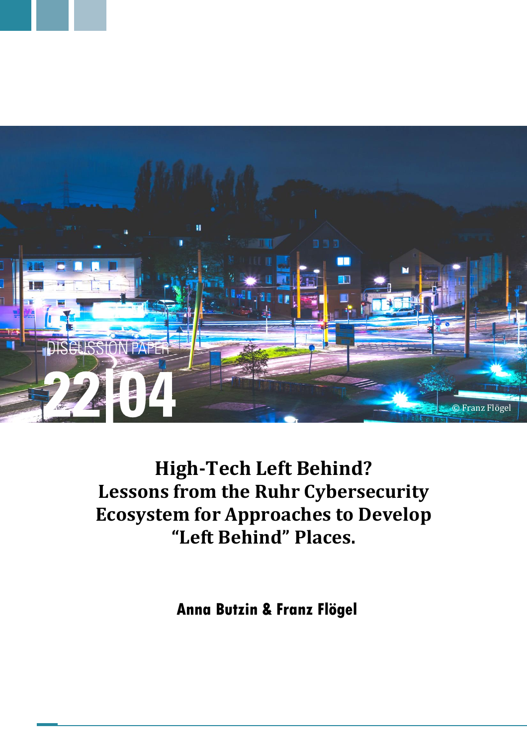DISCUSSION PAPER

22|04

© Franz Flögel

# High-Tech Left Behind? Lessons from the Ruhr Cybersecurity Ecosystem for Approaches to Develop "Left Behind" Places.

**Anna Butzin & Franz Flögel**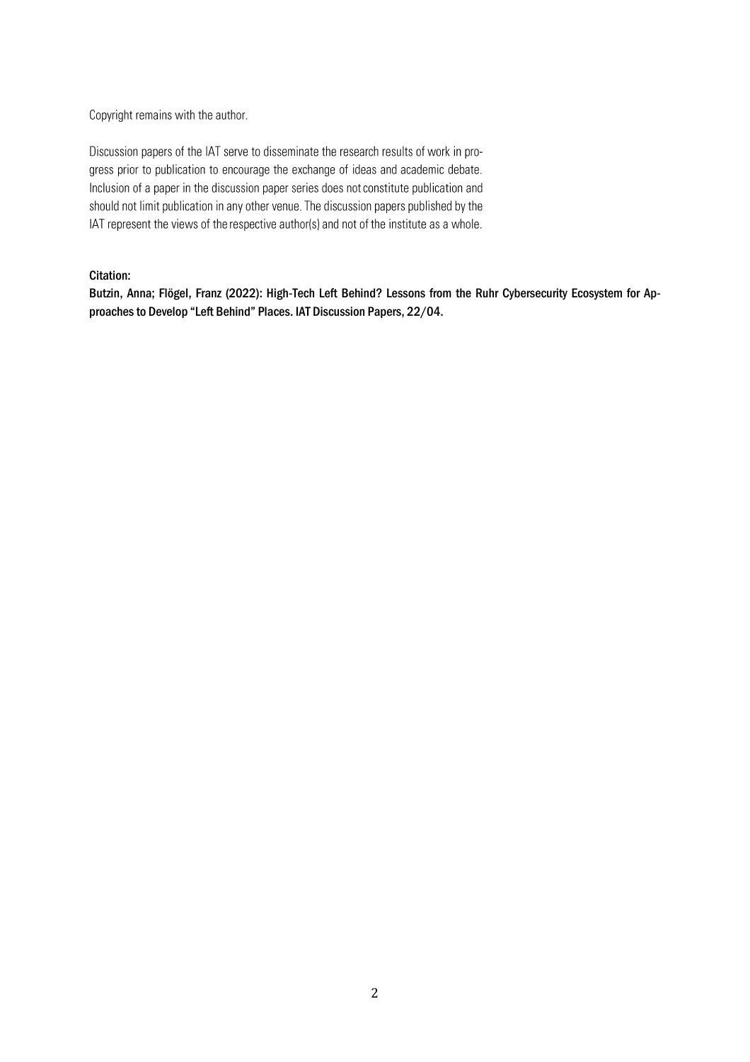Copyright remains with the author.

Discussion papers of the IAT serve to disseminate the research results of work in progress prior to publication to encourage the exchange of ideas and academic debate. Inclusion of a paper in the discussion paper series does not constitute publication and should not limit publication in any other venue. The discussion papers published by the IAT represent the views of the respective author(s) and not of the institute as a whole.

**Citation:**

**Butzin, Anna; Flögel, Franz (2022): High-Tech Left Behind? Lessons from the Ruhr Cybersecurity Ecosystem for Approaches to Develop "Left Behind" Places. IAT Discussion Papers, 22/04.**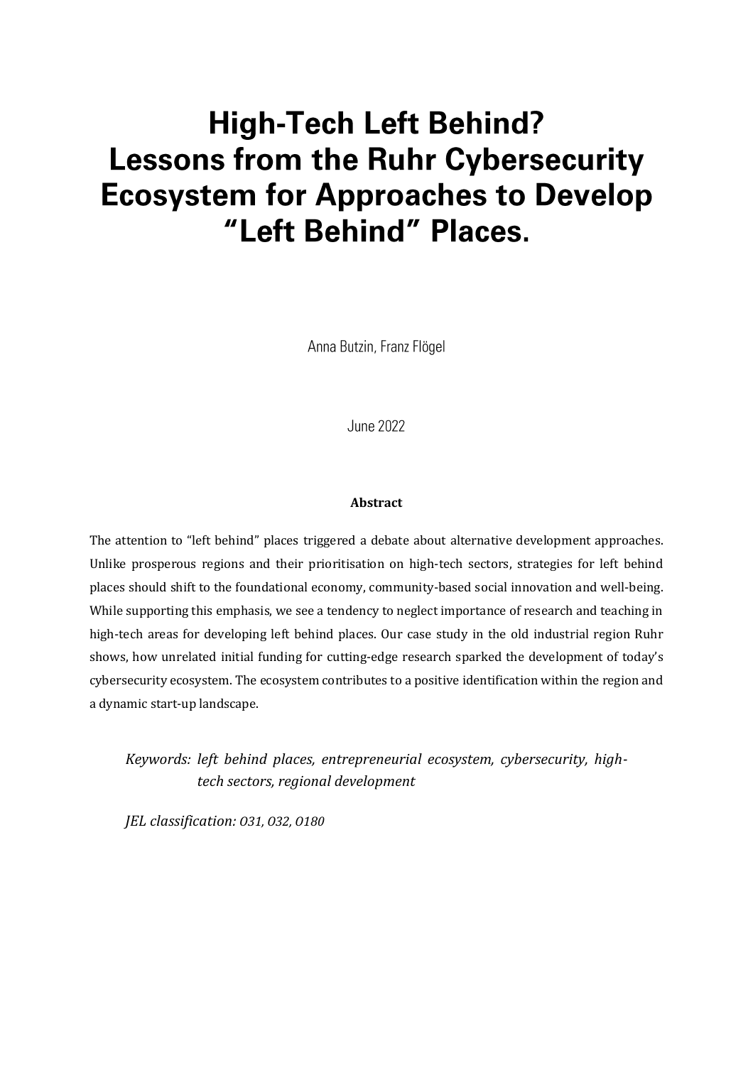# High-Tech Left Behind? Lessons from the Ruhr Cybersecurity Ecosystem for Approaches to Develop "Left Behind" Places.

Anna Butzin, Franz Flögel

June 2022

**Abstract**

The attention to "left behind" places triggered a debate about alternative development approaches. Unlike prosperous regions and their prioritisation on high-tech sectors, strategies for left behind places should shift to the foundational economy, community-based social innovation and well-being. While supporting this emphasis, we see a tendency to neglect importance of research and teaching in high-tech areas for developing left behind places. Our case study in the old industrial region Ruhr shows, how unrelated initial funding for cutting-edge research sparked the development of today's cybersecurity ecosystem. The ecosystem contributes to a positive identification within the region and a dynamic start-up landscape.

*Keywords: left behind places, entrepreneurial ecosystem, cybersecurity, high-tech sectors, regional development*

*JEL classification: O31, O32, O180*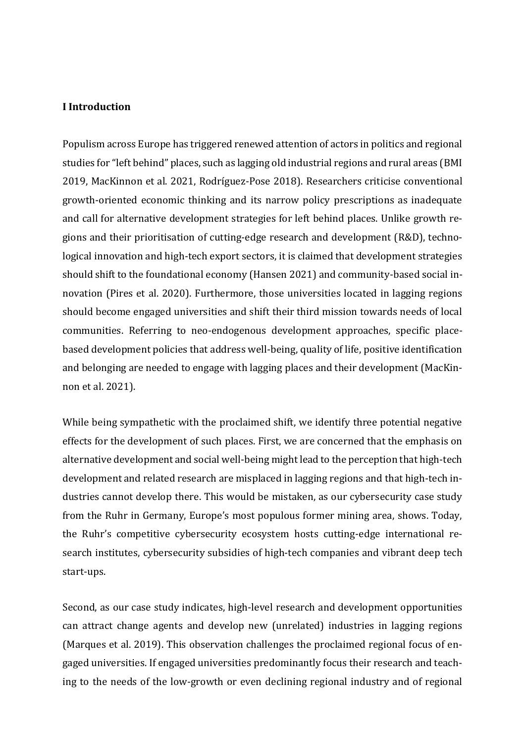## I Introduction

Populism across Europe has triggered renewed attention of actors in politics and regional studies for "left behind" places, such as lagging old industrial regions and rural areas (BMI 2019, MacKinnon et al. 2021, Rodríguez-Pose 2018). Researchers criticise conventional growth-oriented economic thinking and its narrow policy prescriptions as inadequate and call for alternative development strategies for left behind places. Unlike growth regions and their prioritisation of cutting-edge research and development (R&D), technological innovation and high-tech export sectors, it is claimed that development strategies should shift to the foundational economy (Hansen 2021) and community-based social innovation (Pires et al. 2020). Furthermore, those universities located in lagging regions should become engaged universities and shift their third mission towards needs of local communities. Referring to neo-endogenous development approaches, specific place-based development policies that address well-being, quality of life, positive identification and belonging are needed to engage with lagging places and their development (MacKinnon et al. 2021).

While being sympathetic with the proclaimed shift, we identify three potential negative effects for the development of such places. First, we are concerned that the emphasis on alternative development and social well-being might lead to the perception that high-tech development and related research are misplaced in lagging regions and that high-tech industries cannot develop there. This would be mistaken, as our cybersecurity case study from the Ruhr in Germany, Europe's most populous former mining area, shows. Today, the Ruhr's competitive cybersecurity ecosystem hosts cutting-edge international research institutes, cybersecurity subsidies of high-tech companies and vibrant deep tech start-ups.

Second, as our case study indicates, high-level research and development opportunities can attract change agents and develop new (unrelated) industries in lagging regions (Marques et al. 2019). This observation challenges the proclaimed regional focus of engaged universities. If engaged universities predominantly focus their research and teaching to the needs of the low-growth or even declining regional industry and of regional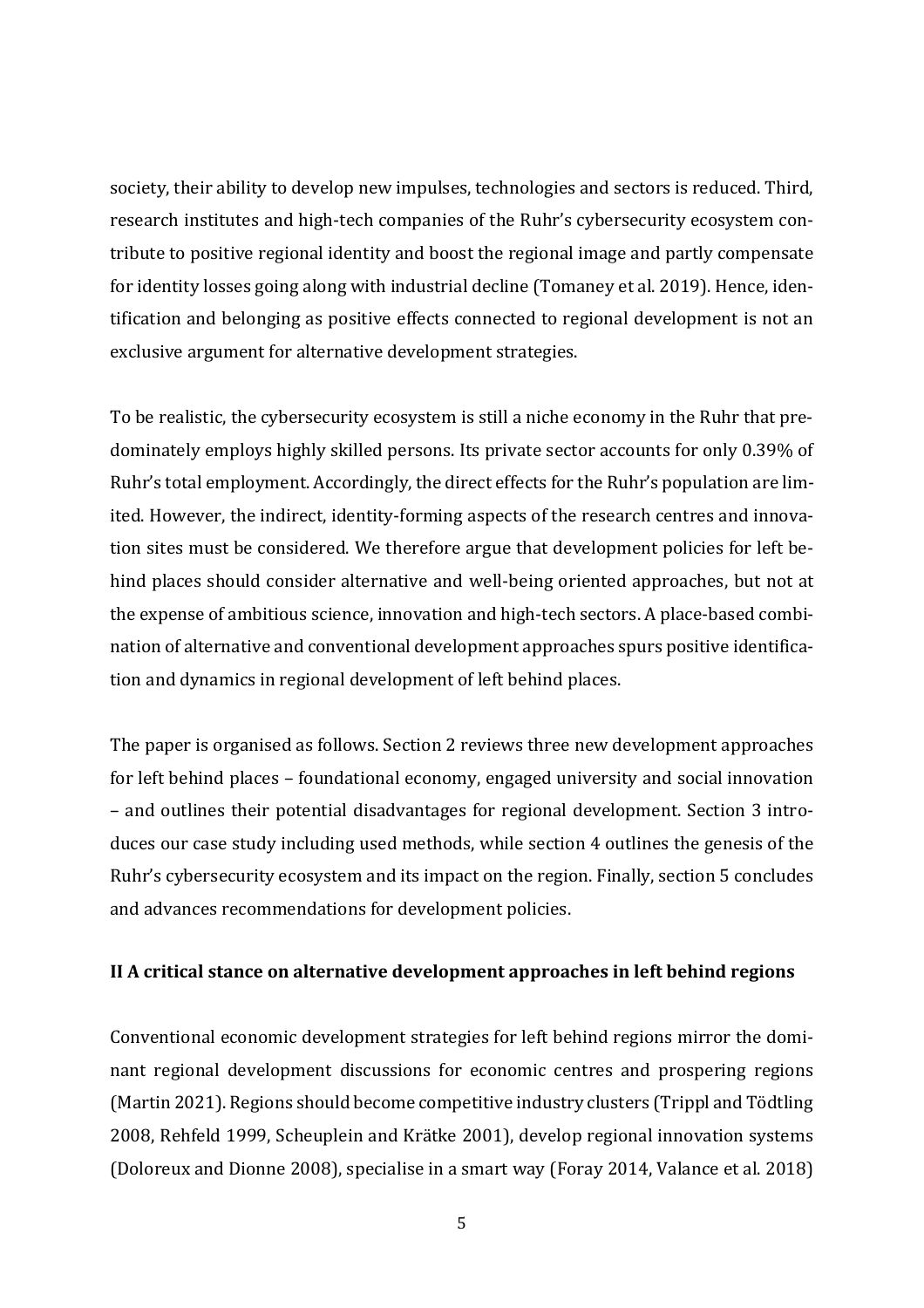society, their ability to develop new impulses, technologies and sectors is reduced. Third, research institutes and high-tech companies of the Ruhr's cybersecurity ecosystem contribute to positive regional identity and boost the regional image and partly compensate for identity losses going along with industrial decline (Tomaney et al. 2019). Hence, identification and belonging as positive effects connected to regional development is not an exclusive argument for alternative development strategies.

To be realistic, the cybersecurity ecosystem is still a niche economy in the Ruhr that predominately employs highly skilled persons. Its private sector accounts for only 0.39% of Ruhr's total employment. Accordingly, the direct effects for the Ruhr's population are limited. However, the indirect, identity-forming aspects of the research centres and innovation sites must be considered. We therefore argue that development policies for left behind places should consider alternative and well-being oriented approaches, but not at the expense of ambitious science, innovation and high-tech sectors. A place-based combination of alternative and conventional development approaches spurs positive identification and dynamics in regional development of left behind places.

The paper is organised as follows. Section 2 reviews three new development approaches for left behind places – foundational economy, engaged university and social innovation – and outlines their potential disadvantages for regional development. Section 3 introduces our case study including used methods, while section 4 outlines the genesis of the Ruhr's cybersecurity ecosystem and its impact on the region. Finally, section 5 concludes and advances recommendations for development policies.

## II A critical stance on alternative development approaches in left behind regions

Conventional economic development strategies for left behind regions mirror the dominant regional development discussions for economic centres and prospering regions (Martin 2021). Regions should become competitive industry clusters (Trippl and Tödtling 2008, Rehfeld 1999, Scheuplein and Krätke 2001), develop regional innovation systems (Doloreux and Dionne 2008), specialise in a smart way (Foray 2014, Valance et al. 2018)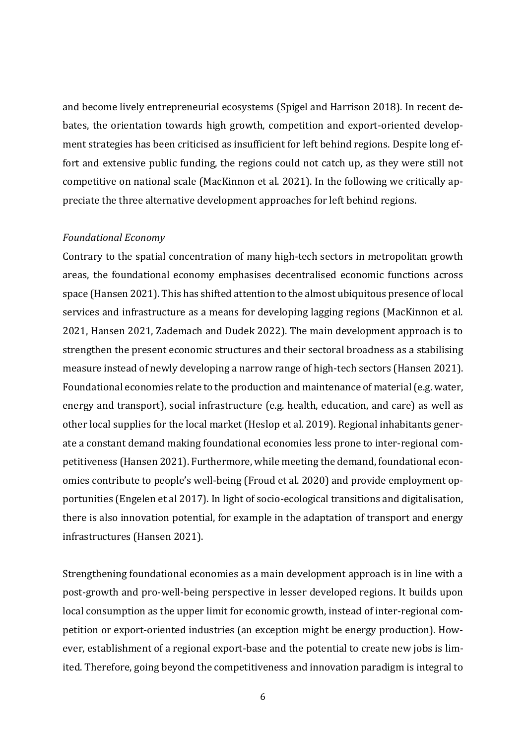and become lively entrepreneurial ecosystems (Spigel and Harrison 2018). In recent debates, the orientation towards high growth, competition and export-oriented development strategies has been criticised as insufficient for left behind regions. Despite long effort and extensive public funding, the regions could not catch up, as they were still not competitive on national scale (MacKinnon et al. 2021). In the following we critically appreciate the three alternative development approaches for left behind regions.

*Foundational Economy*

Contrary to the spatial concentration of many high-tech sectors in metropolitan growth areas, the foundational economy emphasises decentralised economic functions across space (Hansen 2021). This has shifted attention to the almost ubiquitous presence of local services and infrastructure as a means for developing lagging regions (MacKinnon et al. 2021, Hansen 2021, Zademach and Dudek 2022). The main development approach is to strengthen the present economic structures and their sectoral broadness as a stabilising measure instead of newly developing a narrow range of high-tech sectors (Hansen 2021). Foundational economies relate to the production and maintenance of material (e.g. water, energy and transport), social infrastructure (e.g. health, education, and care) as well as other local supplies for the local market (Heslop et al. 2019). Regional inhabitants generate a constant demand making foundational economies less prone to inter-regional competitiveness (Hansen 2021). Furthermore, while meeting the demand, foundational economies contribute to people's well-being (Froud et al. 2020) and provide employment opportunities (Engelen et al 2017). In light of socio-ecological transitions and digitalisation, there is also innovation potential, for example in the adaptation of transport and energy infrastructures (Hansen 2021).

Strengthening foundational economies as a main development approach is in line with a post-growth and pro-well-being perspective in lesser developed regions. It builds upon local consumption as the upper limit for economic growth, instead of inter-regional competition or export-oriented industries (an exception might be energy production). However, establishment of a regional export-base and the potential to create new jobs is limited. Therefore, going beyond the competitiveness and innovation paradigm is integral to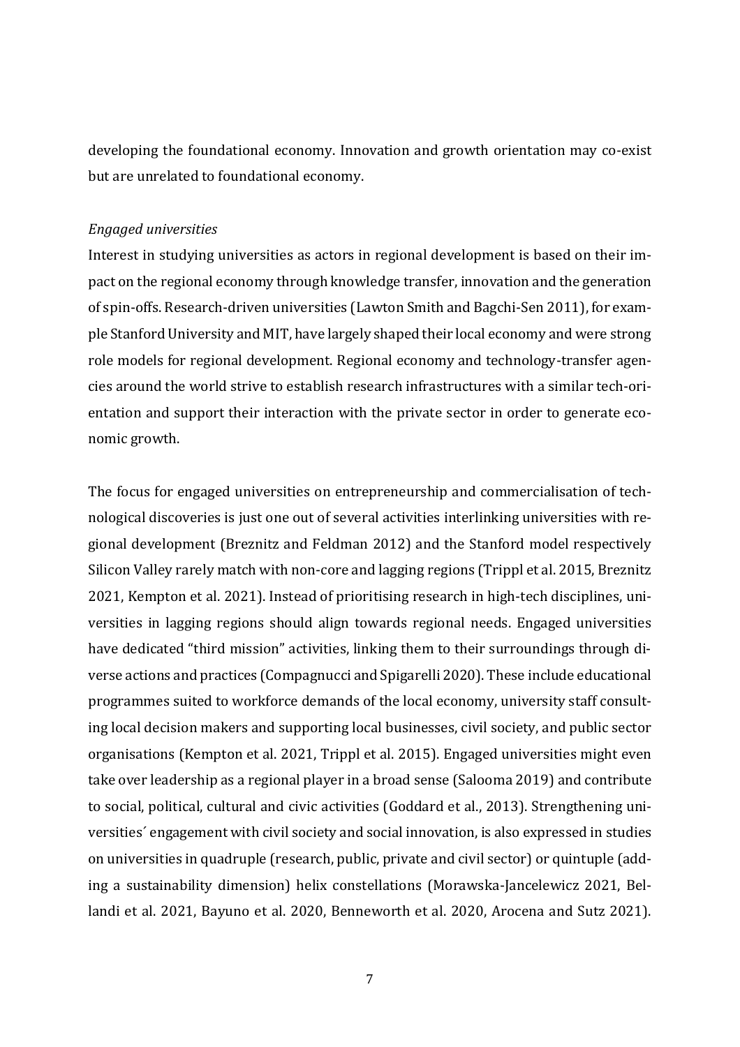developing the foundational economy. Innovation and growth orientation may co-exist but are unrelated to foundational economy.

*Engaged universities*

Interest in studying universities as actors in regional development is based on their impact on the regional economy through knowledge transfer, innovation and the generation of spin-offs. Research-driven universities (Lawton Smith and Bagchi-Sen 2011), for example Stanford University and MIT, have largely shaped their local economy and were strong role models for regional development. Regional economy and technology-transfer agencies around the world strive to establish research infrastructures with a similar tech-orientation and support their interaction with the private sector in order to generate economic growth.

The focus for engaged universities on entrepreneurship and commercialisation of technological discoveries is just one out of several activities interlinking universities with regional development (Breznitz and Feldman 2012) and the Stanford model respectively Silicon Valley rarely match with non-core and lagging regions (Trippl et al. 2015, Breznitz 2021, Kempton et al. 2021). Instead of prioritising research in high-tech disciplines, universities in lagging regions should align towards regional needs. Engaged universities have dedicated "third mission" activities, linking them to their surroundings through diverse actions and practices (Compagnucci and Spigarelli 2020). These include educational programmes suited to workforce demands of the local economy, university staff consulting local decision makers and supporting local businesses, civil society, and public sector organisations (Kempton et al. 2021, Trippl et al. 2015). Engaged universities might even take over leadership as a regional player in a broad sense (Salooma 2019) and contribute to social, political, cultural and civic activities (Goddard et al., 2013). Strengthening universities´ engagement with civil society and social innovation, is also expressed in studies on universities in quadruple (research, public, private and civil sector) or quintuple (adding a sustainability dimension) helix constellations (Morawska-Jancelewicz 2021, Bellandi et al. 2021, Bayuno et al. 2020, Benneworth et al. 2020, Arocena and Sutz 2021).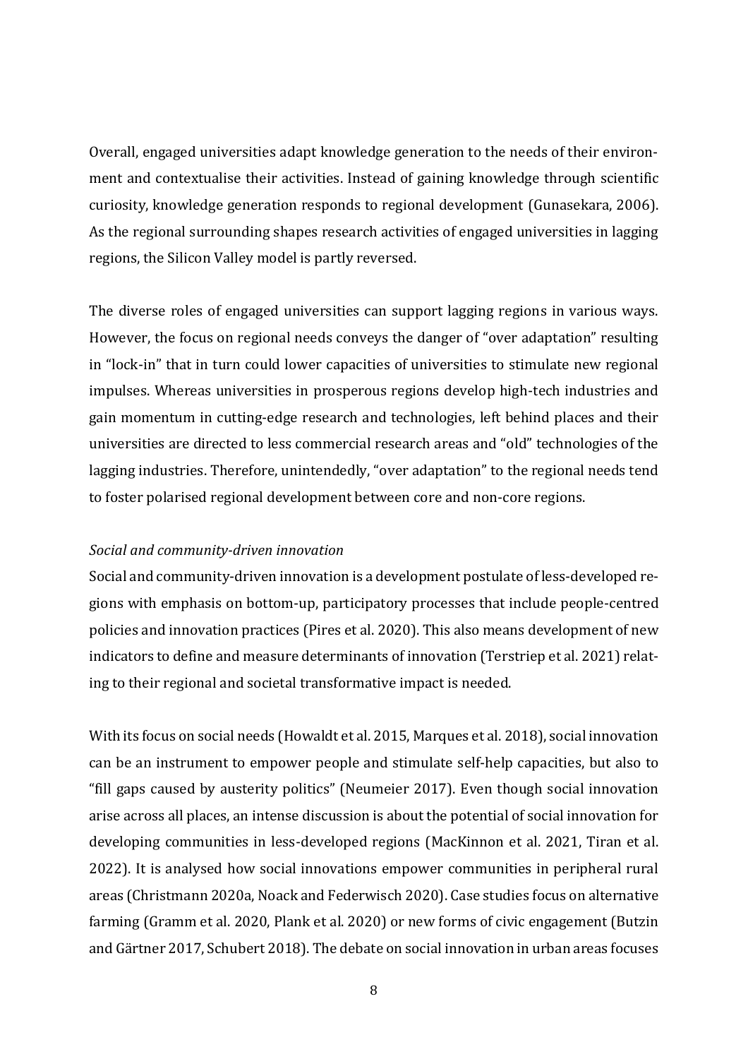Overall, engaged universities adapt knowledge generation to the needs of their environment and contextualise their activities. Instead of gaining knowledge through scientific curiosity, knowledge generation responds to regional development (Gunasekara, 2006). As the regional surrounding shapes research activities of engaged universities in lagging regions, the Silicon Valley model is partly reversed.

The diverse roles of engaged universities can support lagging regions in various ways. However, the focus on regional needs conveys the danger of "over adaptation" resulting in "lock-in" that in turn could lower capacities of universities to stimulate new regional impulses. Whereas universities in prosperous regions develop high-tech industries and gain momentum in cutting-edge research and technologies, left behind places and their universities are directed to less commercial research areas and "old" technologies of the lagging industries. Therefore, unintendedly, "over adaptation" to the regional needs tend to foster polarised regional development between core and non-core regions.

*Social and community-driven innovation*

Social and community-driven innovation is a development postulate of less-developed regions with emphasis on bottom-up, participatory processes that include people-centred policies and innovation practices (Pires et al. 2020). This also means development of new indicators to define and measure determinants of innovation (Terstriep et al. 2021) relating to their regional and societal transformative impact is needed.

With its focus on social needs (Howaldt et al. 2015, Marques et al. 2018), social innovation can be an instrument to empower people and stimulate self-help capacities, but also to "fill gaps caused by austerity politics" (Neumeier 2017). Even though social innovation arise across all places, an intense discussion is about the potential of social innovation for developing communities in less-developed regions (MacKinnon et al. 2021, Tiran et al. 2022). It is analysed how social innovations empower communities in peripheral rural areas (Christmann 2020a, Noack and Federwisch 2020). Case studies focus on alternative farming (Gramm et al. 2020, Plank et al. 2020) or new forms of civic engagement (Butzin and Gärtner 2017, Schubert 2018). The debate on social innovation in urban areas focuses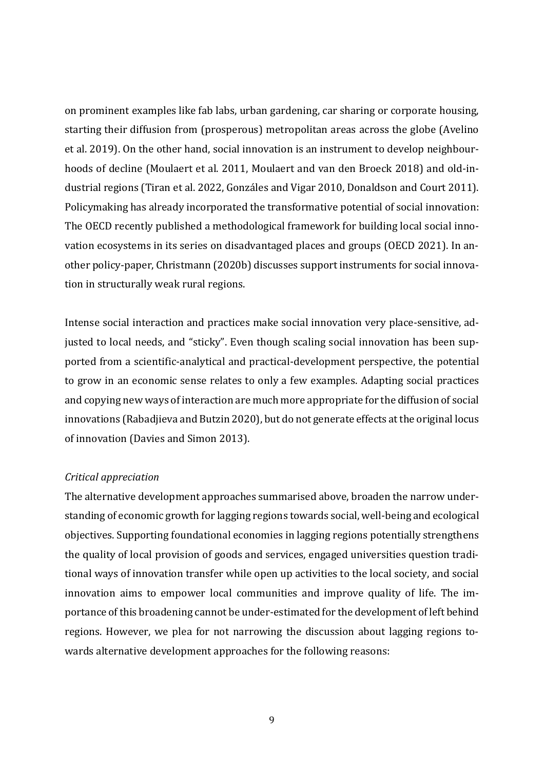on prominent examples like fab labs, urban gardening, car sharing or corporate housing, starting their diffusion from (prosperous) metropolitan areas across the globe (Avelino et al. 2019). On the other hand, social innovation is an instrument to develop neighbourhoods of decline (Moulaert et al. 2011, Moulaert and van den Broeck 2018) and old-industrial regions (Tiran et al. 2022, Gonzáles and Vigar 2010, Donaldson and Court 2011). Policymaking has already incorporated the transformative potential of social innovation: The OECD recently published a methodological framework for building local social innovation ecosystems in its series on disadvantaged places and groups (OECD 2021). In another policy-paper, Christmann (2020b) discusses support instruments for social innovation in structurally weak rural regions.

Intense social interaction and practices make social innovation very place-sensitive, adjusted to local needs, and "sticky". Even though scaling social innovation has been supported from a scientific-analytical and practical-development perspective, the potential to grow in an economic sense relates to only a few examples. Adapting social practices and copying new ways of interaction are much more appropriate for the diffusion of social innovations (Rabadjieva and Butzin 2020), but do not generate effects at the original locus of innovation (Davies and Simon 2013).

*Critical appreciation*

The alternative development approaches summarised above, broaden the narrow understanding of economic growth for lagging regions towards social, well-being and ecological objectives. Supporting foundational economies in lagging regions potentially strengthens the quality of local provision of goods and services, engaged universities question traditional ways of innovation transfer while open up activities to the local society, and social innovation aims to empower local communities and improve quality of life. The importance of this broadening cannot be under-estimated for the development of left behind regions. However, we plea for not narrowing the discussion about lagging regions towards alternative development approaches for the following reasons: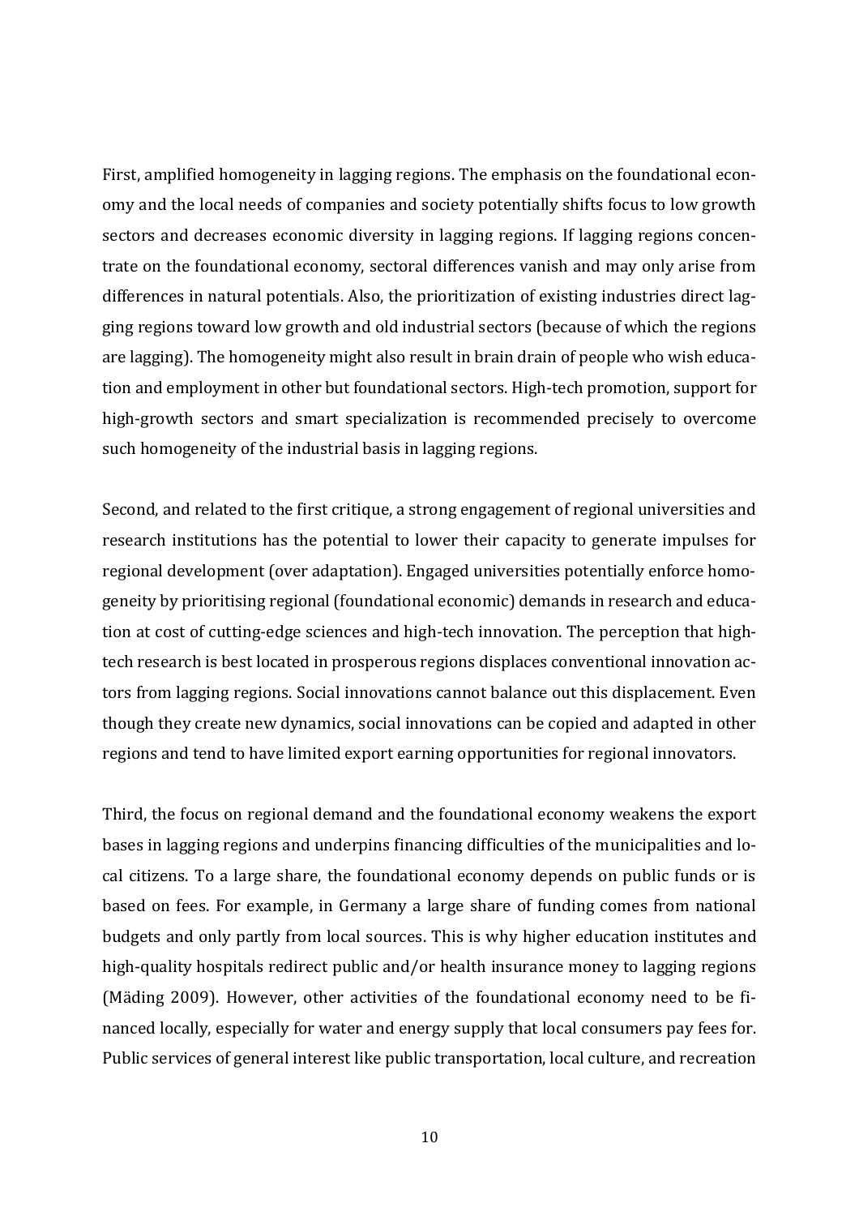First, amplified homogeneity in lagging regions. The emphasis on the foundational economy and the local needs of companies and society potentially shifts focus to low growth sectors and decreases economic diversity in lagging regions. If lagging regions concentrate on the foundational economy, sectoral differences vanish and may only arise from differences in natural potentials. Also, the prioritization of existing industries direct lagging regions toward low growth and old industrial sectors (because of which the regions are lagging). The homogeneity might also result in brain drain of people who wish education and employment in other but foundational sectors. High-tech promotion, support for high-growth sectors and smart specialization is recommended precisely to overcome such homogeneity of the industrial basis in lagging regions.

Second, and related to the first critique, a strong engagement of regional universities and research institutions has the potential to lower their capacity to generate impulses for regional development (over adaptation). Engaged universities potentially enforce homogeneity by prioritising regional (foundational economic) demands in research and education at cost of cutting-edge sciences and high-tech innovation. The perception that high-tech research is best located in prosperous regions displaces conventional innovation actors from lagging regions. Social innovations cannot balance out this displacement. Even though they create new dynamics, social innovations can be copied and adapted in other regions and tend to have limited export earning opportunities for regional innovators.

Third, the focus on regional demand and the foundational economy weakens the export bases in lagging regions and underpins financing difficulties of the municipalities and local citizens. To a large share, the foundational economy depends on public funds or is based on fees. For example, in Germany a large share of funding comes from national budgets and only partly from local sources. This is why higher education institutes and high-quality hospitals redirect public and/or health insurance money to lagging regions (Mäding 2009). However, other activities of the foundational economy need to be financed locally, especially for water and energy supply that local consumers pay fees for. Public services of general interest like public transportation, local culture, and recreation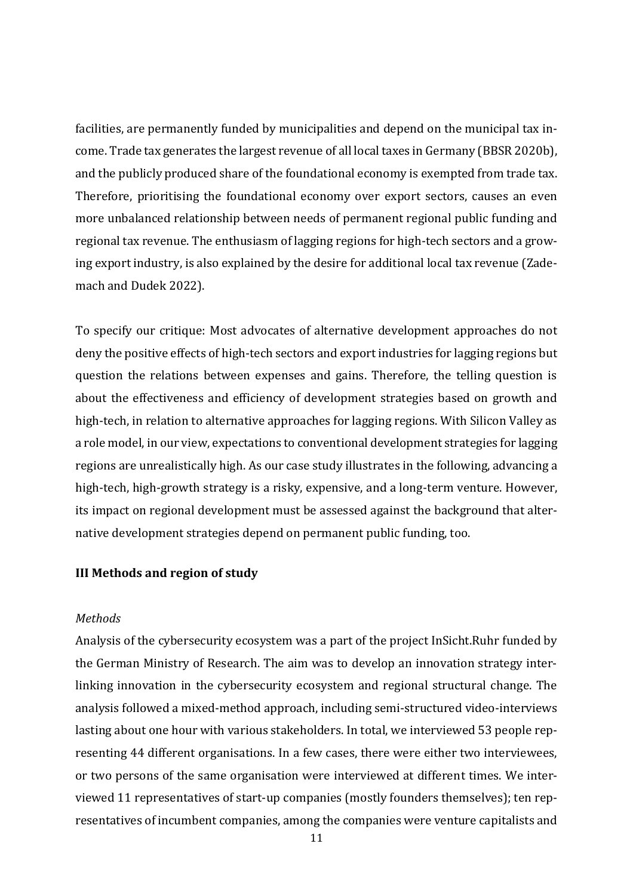facilities, are permanently funded by municipalities and depend on the municipal tax income. Trade tax generates the largest revenue of all local taxes in Germany (BBSR 2020b), and the publicly produced share of the foundational economy is exempted from trade tax. Therefore, prioritising the foundational economy over export sectors, causes an even more unbalanced relationship between needs of permanent regional public funding and regional tax revenue. The enthusiasm of lagging regions for high-tech sectors and a growing export industry, is also explained by the desire for additional local tax revenue (Zademach and Dudek 2022).

To specify our critique: Most advocates of alternative development approaches do not deny the positive effects of high-tech sectors and export industries for lagging regions but question the relations between expenses and gains. Therefore, the telling question is about the effectiveness and efficiency of development strategies based on growth and high-tech, in relation to alternative approaches for lagging regions. With Silicon Valley as a role model, in our view, expectations to conventional development strategies for lagging regions are unrealistically high. As our case study illustrates in the following, advancing a high-tech, high-growth strategy is a risky, expensive, and a long-term venture. However, its impact on regional development must be assessed against the background that alternative development strategies depend on permanent public funding, too.

### III Methods and region of study

*Methods*

Analysis of the cybersecurity ecosystem was a part of the project InSicht.Ruhr funded by the German Ministry of Research. The aim was to develop an innovation strategy interlinking innovation in the cybersecurity ecosystem and regional structural change. The analysis followed a mixed-method approach, including semi-structured video-interviews lasting about one hour with various stakeholders. In total, we interviewed 53 people representing 44 different organisations. In a few cases, there were either two interviewees, or two persons of the same organisation were interviewed at different times. We interviewed 11 representatives of start-up companies (mostly founders themselves); ten representatives of incumbent companies, among the companies were venture capitalists and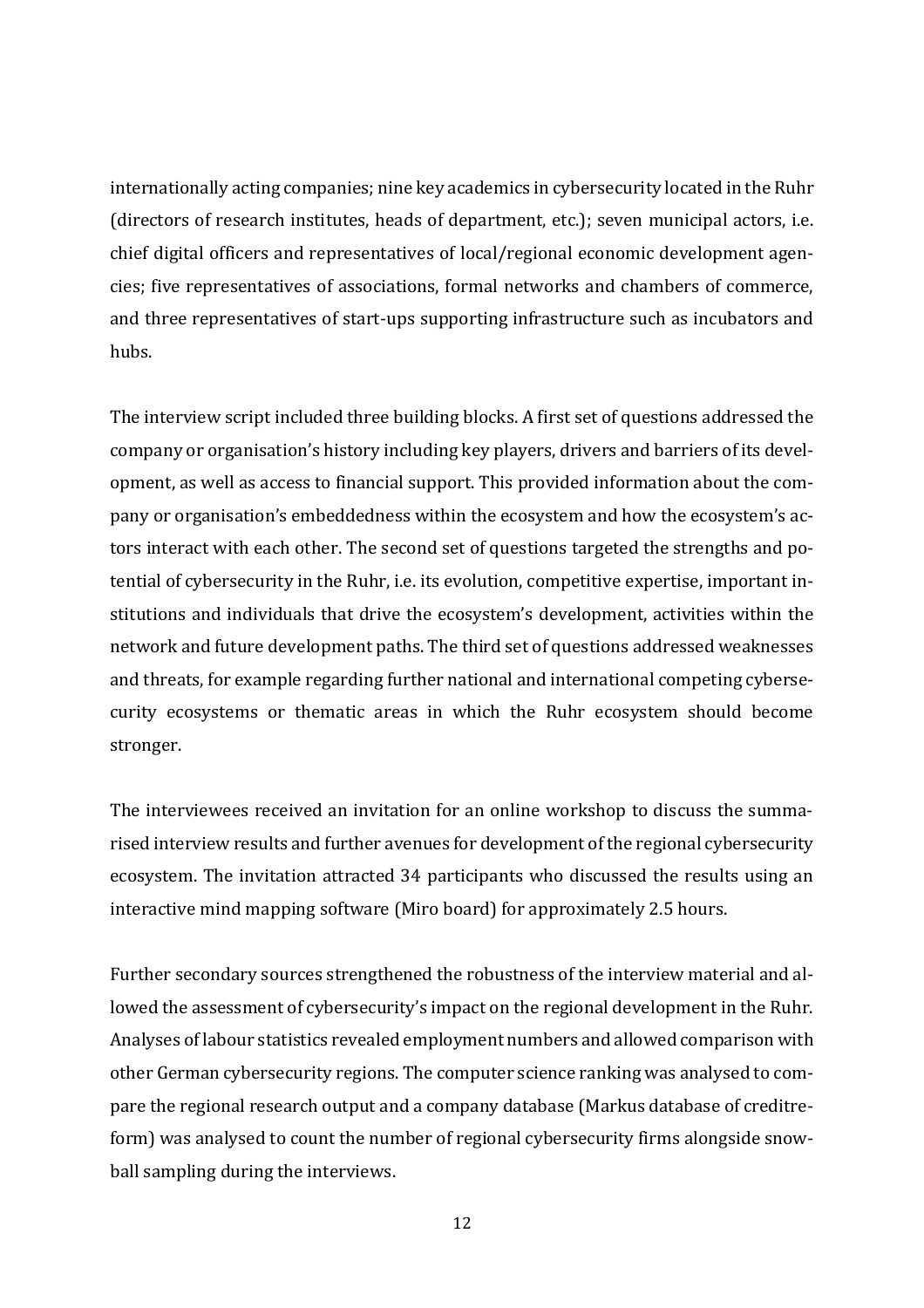internationally acting companies; nine key academics in cybersecurity located in the Ruhr (directors of research institutes, heads of department, etc.); seven municipal actors, i.e. chief digital officers and representatives of local/regional economic development agencies; five representatives of associations, formal networks and chambers of commerce, and three representatives of start-ups supporting infrastructure such as incubators and hubs.

The interview script included three building blocks. A first set of questions addressed the company or organisation's history including key players, drivers and barriers of its development, as well as access to financial support. This provided information about the company or organisation's embeddedness within the ecosystem and how the ecosystem's actors interact with each other. The second set of questions targeted the strengths and potential of cybersecurity in the Ruhr, i.e. its evolution, competitive expertise, important institutions and individuals that drive the ecosystem's development, activities within the network and future development paths. The third set of questions addressed weaknesses and threats, for example regarding further national and international competing cybersecurity ecosystems or thematic areas in which the Ruhr ecosystem should become stronger.

The interviewees received an invitation for an online workshop to discuss the summarised interview results and further avenues for development of the regional cybersecurity ecosystem. The invitation attracted 34 participants who discussed the results using an interactive mind mapping software (Miro board) for approximately 2.5 hours.

Further secondary sources strengthened the robustness of the interview material and allowed the assessment of cybersecurity's impact on the regional development in the Ruhr. Analyses of labour statistics revealed employment numbers and allowed comparison with other German cybersecurity regions. The computer science ranking was analysed to compare the regional research output and a company database (Markus database of creditreform) was analysed to count the number of regional cybersecurity firms alongside snowball sampling during the interviews.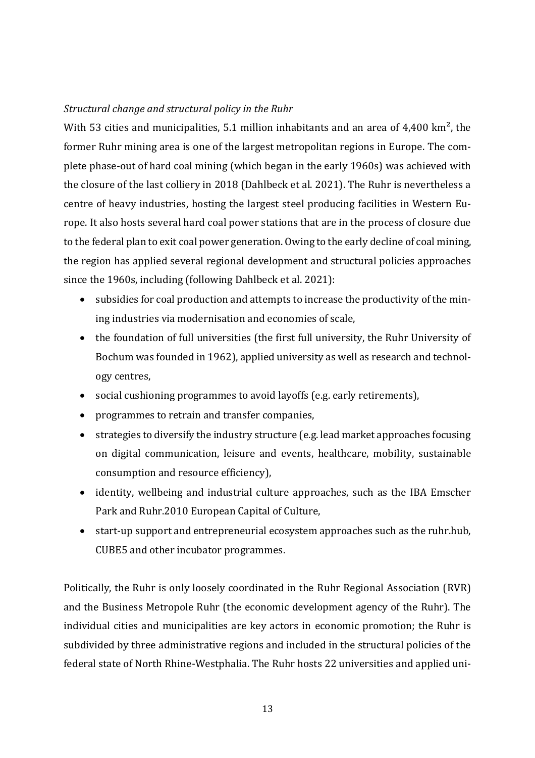*Structural change and structural policy in the Ruhr*

With 53 cities and municipalities, 5.1 million inhabitants and an area of 4,400 km², the former Ruhr mining area is one of the largest metropolitan regions in Europe. The complete phase-out of hard coal mining (which began in the early 1960s) was achieved with the closure of the last colliery in 2018 (Dahlbeck et al. 2021). The Ruhr is nevertheless a centre of heavy industries, hosting the largest steel producing facilities in Western Europe. It also hosts several hard coal power stations that are in the process of closure due to the federal plan to exit coal power generation. Owing to the early decline of coal mining, the region has applied several regional development and structural policies approaches since the 1960s, including (following Dahlbeck et al. 2021):

- subsidies for coal production and attempts to increase the productivity of the mining industries via modernisation and economies of scale,
- the foundation of full universities (the first full university, the Ruhr University of Bochum was founded in 1962), applied university as well as research and technology centres,
- social cushioning programmes to avoid layoffs (e.g. early retirements),
- programmes to retrain and transfer companies,
- strategies to diversify the industry structure (e.g. lead market approaches focusing on digital communication, leisure and events, healthcare, mobility, sustainable consumption and resource efficiency),
- identity, wellbeing and industrial culture approaches, such as the IBA Emscher Park and Ruhr.2010 European Capital of Culture,
- start-up support and entrepreneurial ecosystem approaches such as the ruhr.hub, CUBE5 and other incubator programmes.

Politically, the Ruhr is only loosely coordinated in the Ruhr Regional Association (RVR) and the Business Metropole Ruhr (the economic development agency of the Ruhr). The individual cities and municipalities are key actors in economic promotion; the Ruhr is subdivided by three administrative regions and included in the structural policies of the federal state of North Rhine-Westphalia. The Ruhr hosts 22 universities and applied uni-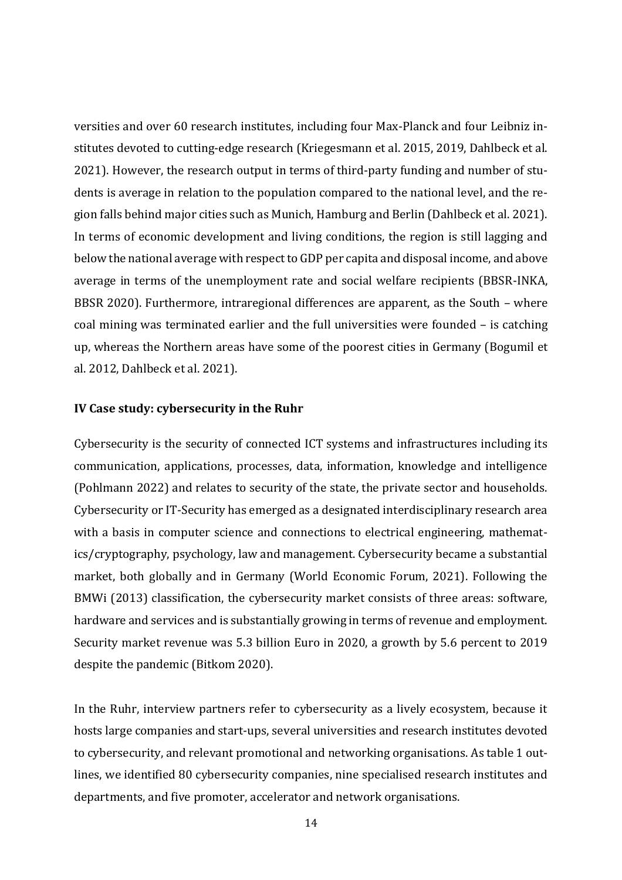versities and over 60 research institutes, including four Max-Planck and four Leibniz institutes devoted to cutting-edge research (Kriegesmann et al. 2015, 2019, Dahlbeck et al. 2021). However, the research output in terms of third-party funding and number of students is average in relation to the population compared to the national level, and the region falls behind major cities such as Munich, Hamburg and Berlin (Dahlbeck et al. 2021). In terms of economic development and living conditions, the region is still lagging and below the national average with respect to GDP per capita and disposal income, and above average in terms of the unemployment rate and social welfare recipients (BBSR-INKA, BBSR 2020). Furthermore, intraregional differences are apparent, as the South – where coal mining was terminated earlier and the full universities were founded – is catching up, whereas the Northern areas have some of the poorest cities in Germany (Bogumil et al. 2012, Dahlbeck et al. 2021).

## IV Case study: cybersecurity in the Ruhr

Cybersecurity is the security of connected ICT systems and infrastructures including its communication, applications, processes, data, information, knowledge and intelligence (Pohlmann 2022) and relates to security of the state, the private sector and households. Cybersecurity or IT-Security has emerged as a designated interdisciplinary research area with a basis in computer science and connections to electrical engineering, mathematics/cryptography, psychology, law and management. Cybersecurity became a substantial market, both globally and in Germany (World Economic Forum, 2021). Following the BMWi (2013) classification, the cybersecurity market consists of three areas: software, hardware and services and is substantially growing in terms of revenue and employment. Security market revenue was 5.3 billion Euro in 2020, a growth by 5.6 percent to 2019 despite the pandemic (Bitkom 2020).

In the Ruhr, interview partners refer to cybersecurity as a lively ecosystem, because it hosts large companies and start-ups, several universities and research institutes devoted to cybersecurity, and relevant promotional and networking organisations. As table 1 outlines, we identified 80 cybersecurity companies, nine specialised research institutes and departments, and five promoter, accelerator and network organisations.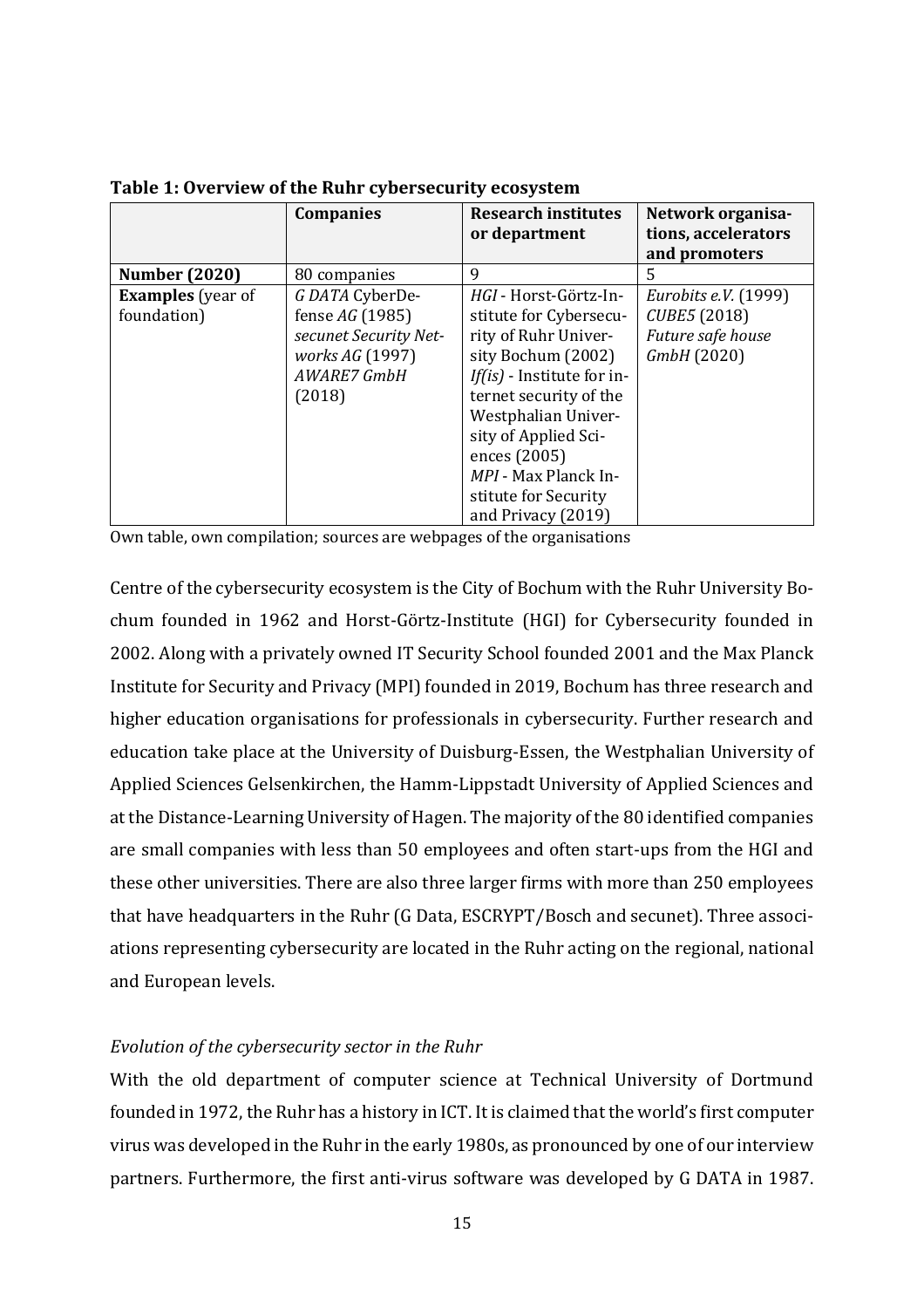**Table 1: Overview of the Ruhr cybersecurity ecosystem**

| | Companies | Research institutes or department | Network organisations, accelerators and promoters |
|---|---|---|---|
| **Number (2020)** | 80 companies | 9 | 5 |
| **Examples** (year of foundation) | *G DATA* CyberDefense *AG* (1985)<br>*secunet Security Networks AG* (1997)<br>*AWARE7 GmbH* (2018) | *HGI* - Horst-Görtz-Institute for Cybersecurity of Ruhr University Bochum (2002)<br>*If(is)* - Institute for internet security of the Westphalian University of Applied Sciences (2005)<br>*MPI* - Max Planck Institute for Security and Privacy (2019) | *Eurobits e.V.* (1999)<br>*CUBE5* (2018)<br>*Future safe house GmbH* (2020) |

Own table, own compilation; sources are webpages of the organisations

Centre of the cybersecurity ecosystem is the City of Bochum with the Ruhr University Bochum founded in 1962 and Horst-Görtz-Institute (HGI) for Cybersecurity founded in 2002. Along with a privately owned IT Security School founded 2001 and the Max Planck Institute for Security and Privacy (MPI) founded in 2019, Bochum has three research and higher education organisations for professionals in cybersecurity. Further research and education take place at the University of Duisburg-Essen, the Westphalian University of Applied Sciences Gelsenkirchen, the Hamm-Lippstadt University of Applied Sciences and at the Distance-Learning University of Hagen. The majority of the 80 identified companies are small companies with less than 50 employees and often start-ups from the HGI and these other universities. There are also three larger firms with more than 250 employees that have headquarters in the Ruhr (G Data, ESCRYPT/Bosch and secunet). Three associations representing cybersecurity are located in the Ruhr acting on the regional, national and European levels.

*Evolution of the cybersecurity sector in the Ruhr*

With the old department of computer science at Technical University of Dortmund founded in 1972, the Ruhr has a history in ICT. It is claimed that the world's first computer virus was developed in the Ruhr in the early 1980s, as pronounced by one of our interview partners. Furthermore, the first anti-virus software was developed by G DATA in 1987.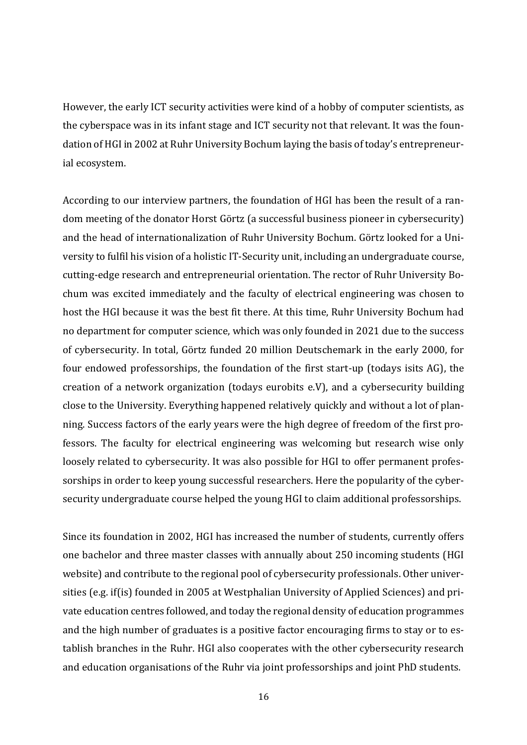However, the early ICT security activities were kind of a hobby of computer scientists, as the cyberspace was in its infant stage and ICT security not that relevant. It was the foundation of HGI in 2002 at Ruhr University Bochum laying the basis of today's entrepreneurial ecosystem.

According to our interview partners, the foundation of HGI has been the result of a random meeting of the donator Horst Görtz (a successful business pioneer in cybersecurity) and the head of internationalization of Ruhr University Bochum. Görtz looked for a University to fulfil his vision of a holistic IT-Security unit, including an undergraduate course, cutting-edge research and entrepreneurial orientation. The rector of Ruhr University Bochum was excited immediately and the faculty of electrical engineering was chosen to host the HGI because it was the best fit there. At this time, Ruhr University Bochum had no department for computer science, which was only founded in 2021 due to the success of cybersecurity. In total, Görtz funded 20 million Deutschemark in the early 2000, for four endowed professorships, the foundation of the first start-up (todays isits AG), the creation of a network organization (todays eurobits e.V), and a cybersecurity building close to the University. Everything happened relatively quickly and without a lot of planning. Success factors of the early years were the high degree of freedom of the first professors. The faculty for electrical engineering was welcoming but research wise only loosely related to cybersecurity. It was also possible for HGI to offer permanent professorships in order to keep young successful researchers. Here the popularity of the cybersecurity undergraduate course helped the young HGI to claim additional professorships.

Since its foundation in 2002, HGI has increased the number of students, currently offers one bachelor and three master classes with annually about 250 incoming students (HGI website) and contribute to the regional pool of cybersecurity professionals. Other universities (e.g. if(is) founded in 2005 at Westphalian University of Applied Sciences) and private education centres followed, and today the regional density of education programmes and the high number of graduates is a positive factor encouraging firms to stay or to establish branches in the Ruhr. HGI also cooperates with the other cybersecurity research and education organisations of the Ruhr via joint professorships and joint PhD students.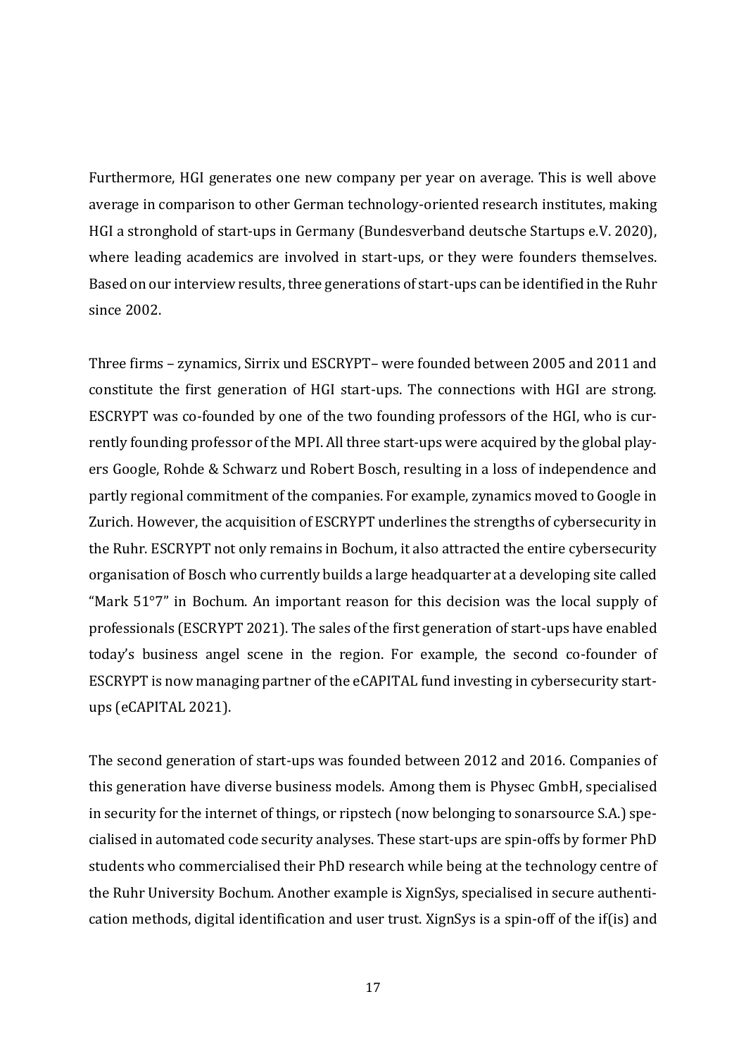Furthermore, HGI generates one new company per year on average. This is well above average in comparison to other German technology-oriented research institutes, making HGI a stronghold of start-ups in Germany (Bundesverband deutsche Startups e.V. 2020), where leading academics are involved in start-ups, or they were founders themselves. Based on our interview results, three generations of start-ups can be identified in the Ruhr since 2002.

Three firms – zynamics, Sirrix und ESCRYPT– were founded between 2005 and 2011 and constitute the first generation of HGI start-ups. The connections with HGI are strong. ESCRYPT was co-founded by one of the two founding professors of the HGI, who is currently founding professor of the MPI. All three start-ups were acquired by the global players Google, Rohde & Schwarz und Robert Bosch, resulting in a loss of independence and partly regional commitment of the companies. For example, zynamics moved to Google in Zurich. However, the acquisition of ESCRYPT underlines the strengths of cybersecurity in the Ruhr. ESCRYPT not only remains in Bochum, it also attracted the entire cybersecurity organisation of Bosch who currently builds a large headquarter at a developing site called "Mark 51°7" in Bochum. An important reason for this decision was the local supply of professionals (ESCRYPT 2021). The sales of the first generation of start-ups have enabled today's business angel scene in the region. For example, the second co-founder of ESCRYPT is now managing partner of the eCAPITAL fund investing in cybersecurity start-ups (eCAPITAL 2021).

The second generation of start-ups was founded between 2012 and 2016. Companies of this generation have diverse business models. Among them is Physec GmbH, specialised in security for the internet of things, or ripstech (now belonging to sonarsource S.A.) specialised in automated code security analyses. These start-ups are spin-offs by former PhD students who commercialised their PhD research while being at the technology centre of the Ruhr University Bochum. Another example is XignSys, specialised in secure authentication methods, digital identification and user trust. XignSys is a spin-off of the if(is) and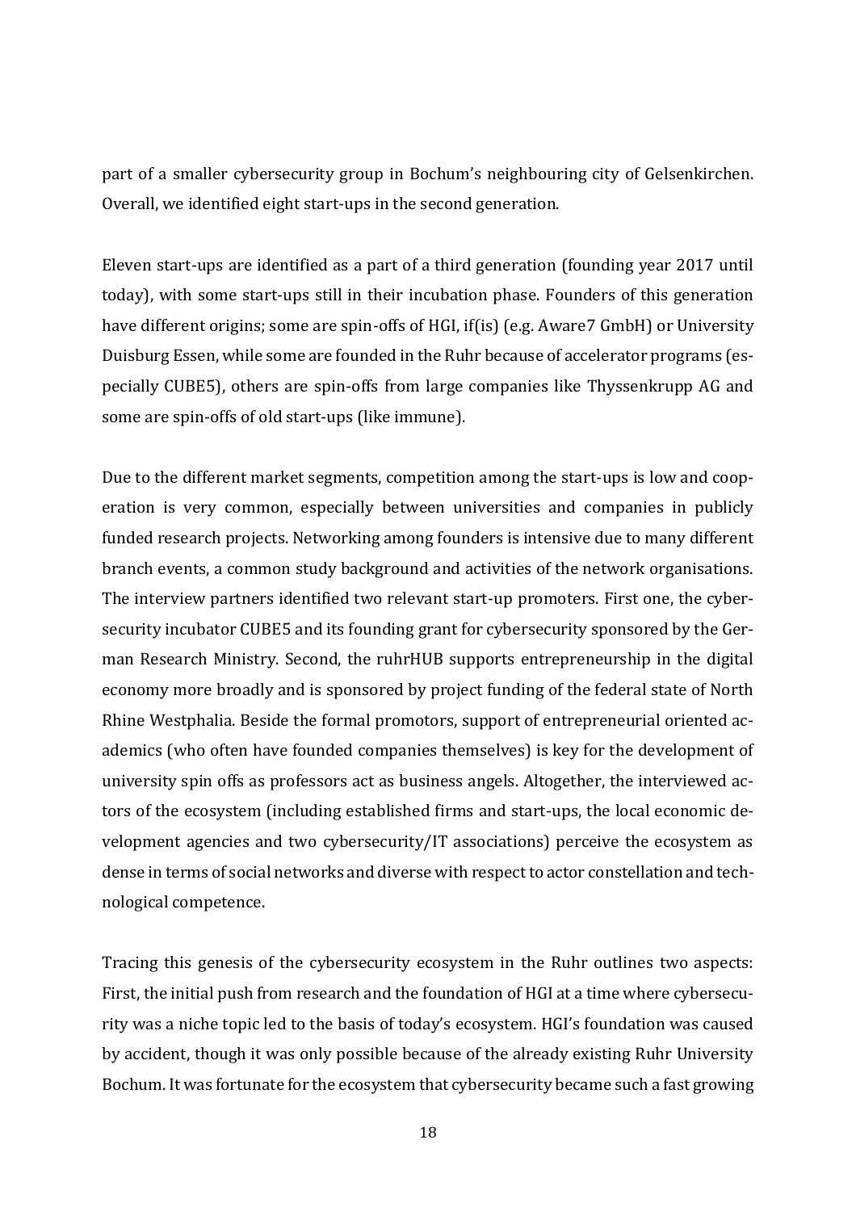part of a smaller cybersecurity group in Bochum's neighbouring city of Gelsenkirchen. Overall, we identified eight start-ups in the second generation.

Eleven start-ups are identified as a part of a third generation (founding year 2017 until today), with some start-ups still in their incubation phase. Founders of this generation have different origins; some are spin-offs of HGI, if(is) (e.g. Aware7 GmbH) or University Duisburg Essen, while some are founded in the Ruhr because of accelerator programs (especially CUBE5), others are spin-offs from large companies like Thyssenkrupp AG and some are spin-offs of old start-ups (like immune).

Due to the different market segments, competition among the start-ups is low and cooperation is very common, especially between universities and companies in publicly funded research projects. Networking among founders is intensive due to many different branch events, a common study background and activities of the network organisations. The interview partners identified two relevant start-up promoters. First one, the cybersecurity incubator CUBE5 and its founding grant for cybersecurity sponsored by the German Research Ministry. Second, the ruhrHUB supports entrepreneurship in the digital economy more broadly and is sponsored by project funding of the federal state of North Rhine Westphalia. Beside the formal promotors, support of entrepreneurial oriented academics (who often have founded companies themselves) is key for the development of university spin offs as professors act as business angels. Altogether, the interviewed actors of the ecosystem (including established firms and start-ups, the local economic development agencies and two cybersecurity/IT associations) perceive the ecosystem as dense in terms of social networks and diverse with respect to actor constellation and technological competence.

Tracing this genesis of the cybersecurity ecosystem in the Ruhr outlines two aspects: First, the initial push from research and the foundation of HGI at a time where cybersecurity was a niche topic led to the basis of today's ecosystem. HGI's foundation was caused by accident, though it was only possible because of the already existing Ruhr University Bochum. It was fortunate for the ecosystem that cybersecurity became such a fast growing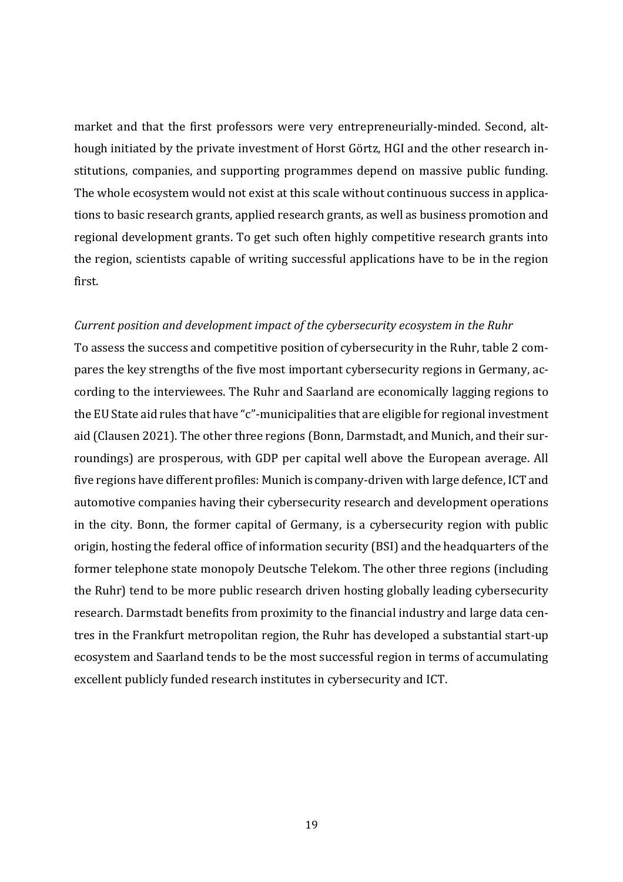market and that the first professors were very entrepreneurially-minded. Second, although initiated by the private investment of Horst Görtz, HGI and the other research institutions, companies, and supporting programmes depend on massive public funding. The whole ecosystem would not exist at this scale without continuous success in applications to basic research grants, applied research grants, as well as business promotion and regional development grants. To get such often highly competitive research grants into the region, scientists capable of writing successful applications have to be in the region first.

*Current position and development impact of the cybersecurity ecosystem in the Ruhr*

To assess the success and competitive position of cybersecurity in the Ruhr, table 2 compares the key strengths of the five most important cybersecurity regions in Germany, according to the interviewees. The Ruhr and Saarland are economically lagging regions to the EU State aid rules that have "c"-municipalities that are eligible for regional investment aid (Clausen 2021). The other three regions (Bonn, Darmstadt, and Munich, and their surroundings) are prosperous, with GDP per capital well above the European average. All five regions have different profiles: Munich is company-driven with large defence, ICT and automotive companies having their cybersecurity research and development operations in the city. Bonn, the former capital of Germany, is a cybersecurity region with public origin, hosting the federal office of information security (BSI) and the headquarters of the former telephone state monopoly Deutsche Telekom. The other three regions (including the Ruhr) tend to be more public research driven hosting globally leading cybersecurity research. Darmstadt benefits from proximity to the financial industry and large data centres in the Frankfurt metropolitan region, the Ruhr has developed a substantial start-up ecosystem and Saarland tends to be the most successful region in terms of accumulating excellent publicly funded research institutes in cybersecurity and ICT.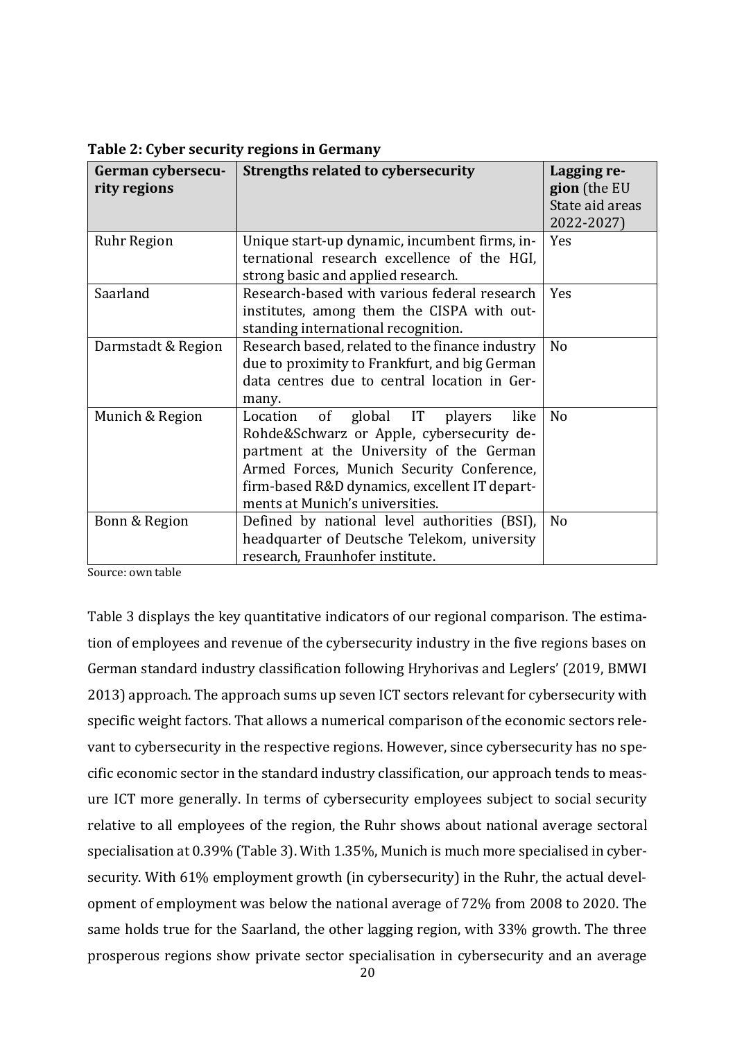**Table 2: Cyber security regions in Germany**

| German cybersecurity regions | Strengths related to cybersecurity | Lagging region (the EU State aid areas 2022-2027) |
|---|---|---|
| Ruhr Region | Unique start-up dynamic, incumbent firms, international research excellence of the HGI, strong basic and applied research. | Yes |
| Saarland | Research-based with various federal research institutes, among them the CISPA with outstanding international recognition. | Yes |
| Darmstadt & Region | Research based, related to the finance industry due to proximity to Frankfurt, and big German data centres due to central location in Germany. | No |
| Munich & Region | Location of global IT players like Rohde&Schwarz or Apple, cybersecurity department at the University of the German Armed Forces, Munich Security Conference, firm-based R&D dynamics, excellent IT departments at Munich's universities. | No |
| Bonn & Region | Defined by national level authorities (BSI), headquarter of Deutsche Telekom, university research, Fraunhofer institute. | No |

Source: own table

Table 3 displays the key quantitative indicators of our regional comparison. The estimation of employees and revenue of the cybersecurity industry in the five regions bases on German standard industry classification following Hryhorivas and Leglers' (2019, BMWI 2013) approach. The approach sums up seven ICT sectors relevant for cybersecurity with specific weight factors. That allows a numerical comparison of the economic sectors relevant to cybersecurity in the respective regions. However, since cybersecurity has no specific economic sector in the standard industry classification, our approach tends to measure ICT more generally. In terms of cybersecurity employees subject to social security relative to all employees of the region, the Ruhr shows about national average sectoral specialisation at 0.39% (Table 3). With 1.35%, Munich is much more specialised in cybersecurity. With 61% employment growth (in cybersecurity) in the Ruhr, the actual development of employment was below the national average of 72% from 2008 to 2020. The same holds true for the Saarland, the other lagging region, with 33% growth. The three prosperous regions show private sector specialisation in cybersecurity and an average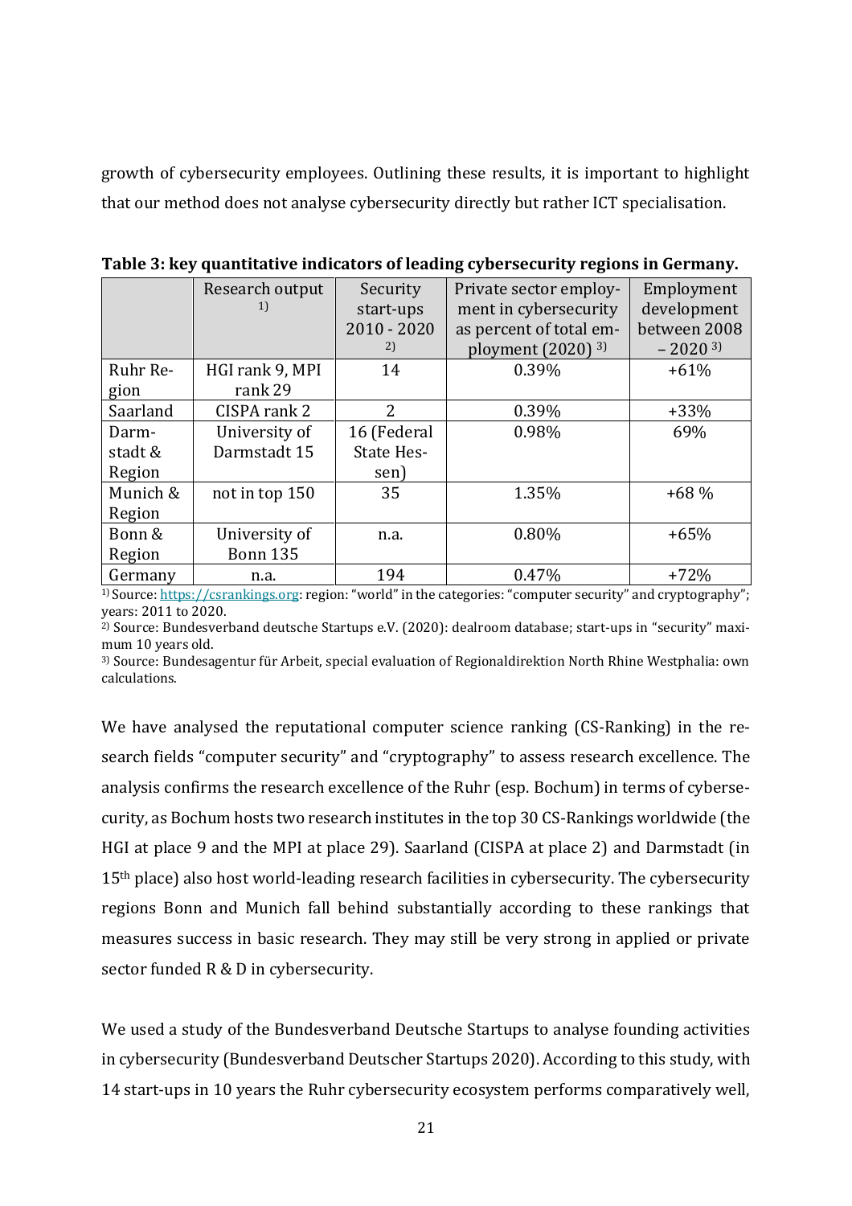growth of cybersecurity employees. Outlining these results, it is important to highlight that our method does not analyse cybersecurity directly but rather ICT specialisation.

**Table 3: key quantitative indicators of leading cybersecurity regions in Germany.**

| | Research output [1)] | Security start-ups 2010 - 2020 [2)] | Private sector employment in cybersecurity as percent of total employment (2020) [3)] | Employment development between 2008 – 2020 [3)] |
|---|---|---|---|---|
| Ruhr Region | HGI rank 9, MPI rank 29 | 14 | 0.39% | +61% |
| Saarland | CISPA rank 2 | 2 | 0.39% | +33% |
| Darmstadt & Region | University of Darmstadt 15 | 16 (Federal State Hessen) | 0.98% | 69% |
| Munich & Region | not in top 150 | 35 | 1.35% | +68 % |
| Bonn & Region | University of Bonn 135 | n.a. | 0.80% | +65% |
| Germany | n.a. | 194 | 0.47% | +72% |

[1)] Source: https://csrankings.org: region: "world" in the categories: "computer security" and cryptography"; years: 2011 to 2020.
[2)] Source: Bundesverband deutsche Startups e.V. (2020): dealroom database; start-ups in "security" maximum 10 years old.
[3)] Source: Bundesagentur für Arbeit, special evaluation of Regionaldirektion North Rhine Westphalia: own calculations.

We have analysed the reputational computer science ranking (CS-Ranking) in the research fields "computer security" and "cryptography" to assess research excellence. The analysis confirms the research excellence of the Ruhr (esp. Bochum) in terms of cybersecurity, as Bochum hosts two research institutes in the top 30 CS-Rankings worldwide (the HGI at place 9 and the MPI at place 29). Saarland (CISPA at place 2) and Darmstadt (in 15th place) also host world-leading research facilities in cybersecurity. The cybersecurity regions Bonn and Munich fall behind substantially according to these rankings that measures success in basic research. They may still be very strong in applied or private sector funded R & D in cybersecurity.

We used a study of the Bundesverband Deutsche Startups to analyse founding activities in cybersecurity (Bundesverband Deutscher Startups 2020). According to this study, with 14 start-ups in 10 years the Ruhr cybersecurity ecosystem performs comparatively well,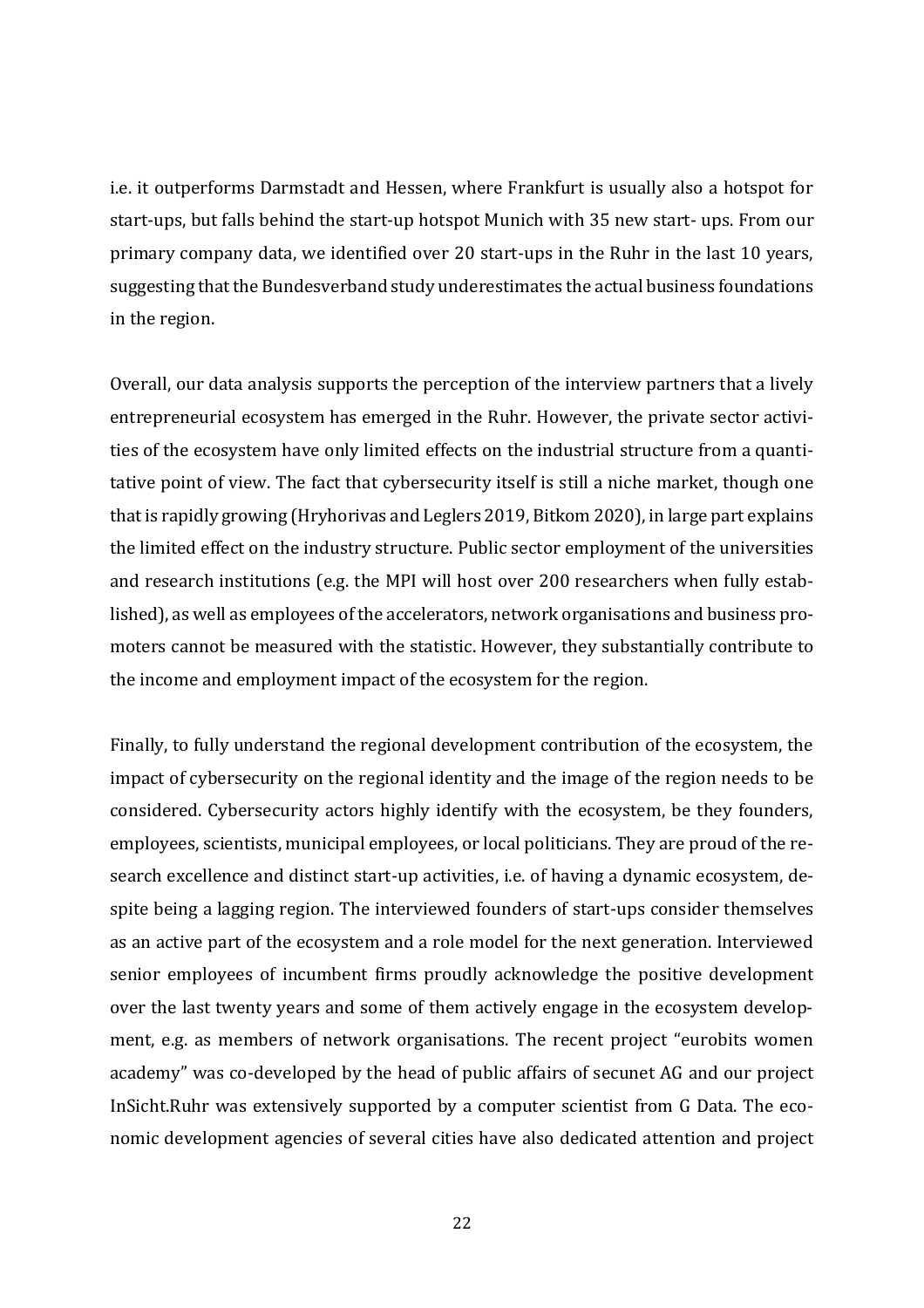i.e. it outperforms Darmstadt and Hessen, where Frankfurt is usually also a hotspot for start-ups, but falls behind the start-up hotspot Munich with 35 new start- ups. From our primary company data, we identified over 20 start-ups in the Ruhr in the last 10 years, suggesting that the Bundesverband study underestimates the actual business foundations in the region.

Overall, our data analysis supports the perception of the interview partners that a lively entrepreneurial ecosystem has emerged in the Ruhr. However, the private sector activities of the ecosystem have only limited effects on the industrial structure from a quantitative point of view. The fact that cybersecurity itself is still a niche market, though one that is rapidly growing (Hryhorivas and Leglers 2019, Bitkom 2020), in large part explains the limited effect on the industry structure. Public sector employment of the universities and research institutions (e.g. the MPI will host over 200 researchers when fully established), as well as employees of the accelerators, network organisations and business promoters cannot be measured with the statistic. However, they substantially contribute to the income and employment impact of the ecosystem for the region.

Finally, to fully understand the regional development contribution of the ecosystem, the impact of cybersecurity on the regional identity and the image of the region needs to be considered. Cybersecurity actors highly identify with the ecosystem, be they founders, employees, scientists, municipal employees, or local politicians. They are proud of the research excellence and distinct start-up activities, i.e. of having a dynamic ecosystem, despite being a lagging region. The interviewed founders of start-ups consider themselves as an active part of the ecosystem and a role model for the next generation. Interviewed senior employees of incumbent firms proudly acknowledge the positive development over the last twenty years and some of them actively engage in the ecosystem development, e.g. as members of network organisations. The recent project "eurobits women academy" was co-developed by the head of public affairs of secunet AG and our project InSicht.Ruhr was extensively supported by a computer scientist from G Data. The economic development agencies of several cities have also dedicated attention and project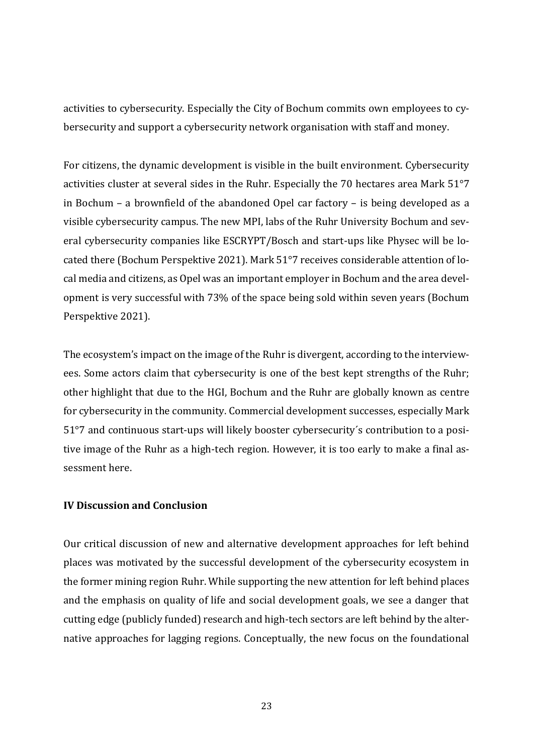activities to cybersecurity. Especially the City of Bochum commits own employees to cybersecurity and support a cybersecurity network organisation with staff and money.

For citizens, the dynamic development is visible in the built environment. Cybersecurity activities cluster at several sides in the Ruhr. Especially the 70 hectares area Mark 51°7 in Bochum – a brownfield of the abandoned Opel car factory – is being developed as a visible cybersecurity campus. The new MPI, labs of the Ruhr University Bochum and several cybersecurity companies like ESCRYPT/Bosch and start-ups like Physec will be located there (Bochum Perspektive 2021). Mark 51°7 receives considerable attention of local media and citizens, as Opel was an important employer in Bochum and the area development is very successful with 73% of the space being sold within seven years (Bochum Perspektive 2021).

The ecosystem's impact on the image of the Ruhr is divergent, according to the interviewees. Some actors claim that cybersecurity is one of the best kept strengths of the Ruhr; other highlight that due to the HGI, Bochum and the Ruhr are globally known as centre for cybersecurity in the community. Commercial development successes, especially Mark 51°7 and continuous start-ups will likely booster cybersecurity´s contribution to a positive image of the Ruhr as a high-tech region. However, it is too early to make a final assessment here.

## IV Discussion and Conclusion

Our critical discussion of new and alternative development approaches for left behind places was motivated by the successful development of the cybersecurity ecosystem in the former mining region Ruhr. While supporting the new attention for left behind places and the emphasis on quality of life and social development goals, we see a danger that cutting edge (publicly funded) research and high-tech sectors are left behind by the alternative approaches for lagging regions. Conceptually, the new focus on the foundational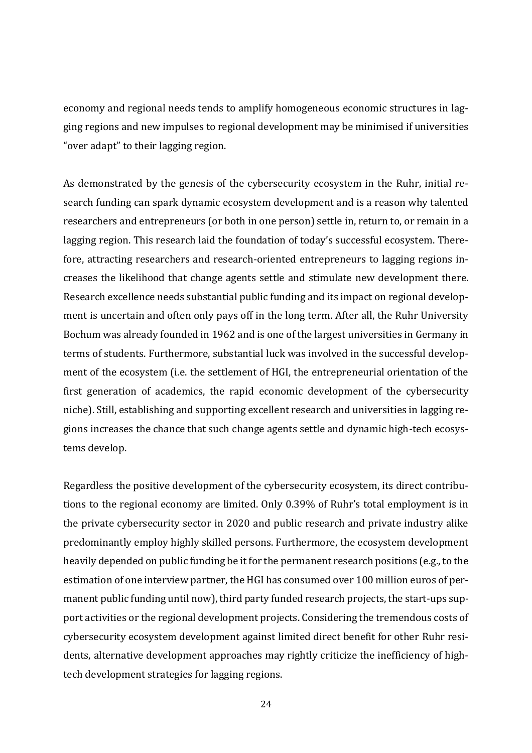economy and regional needs tends to amplify homogeneous economic structures in lagging regions and new impulses to regional development may be minimised if universities "over adapt" to their lagging region.

As demonstrated by the genesis of the cybersecurity ecosystem in the Ruhr, initial research funding can spark dynamic ecosystem development and is a reason why talented researchers and entrepreneurs (or both in one person) settle in, return to, or remain in a lagging region. This research laid the foundation of today's successful ecosystem. Therefore, attracting researchers and research-oriented entrepreneurs to lagging regions increases the likelihood that change agents settle and stimulate new development there. Research excellence needs substantial public funding and its impact on regional development is uncertain and often only pays off in the long term. After all, the Ruhr University Bochum was already founded in 1962 and is one of the largest universities in Germany in terms of students. Furthermore, substantial luck was involved in the successful development of the ecosystem (i.e. the settlement of HGI, the entrepreneurial orientation of the first generation of academics, the rapid economic development of the cybersecurity niche). Still, establishing and supporting excellent research and universities in lagging regions increases the chance that such change agents settle and dynamic high-tech ecosystems develop.

Regardless the positive development of the cybersecurity ecosystem, its direct contributions to the regional economy are limited. Only 0.39% of Ruhr's total employment is in the private cybersecurity sector in 2020 and public research and private industry alike predominantly employ highly skilled persons. Furthermore, the ecosystem development heavily depended on public funding be it for the permanent research positions (e.g., to the estimation of one interview partner, the HGI has consumed over 100 million euros of permanent public funding until now), third party funded research projects, the start-ups support activities or the regional development projects. Considering the tremendous costs of cybersecurity ecosystem development against limited direct benefit for other Ruhr residents, alternative development approaches may rightly criticize the inefficiency of high-tech development strategies for lagging regions.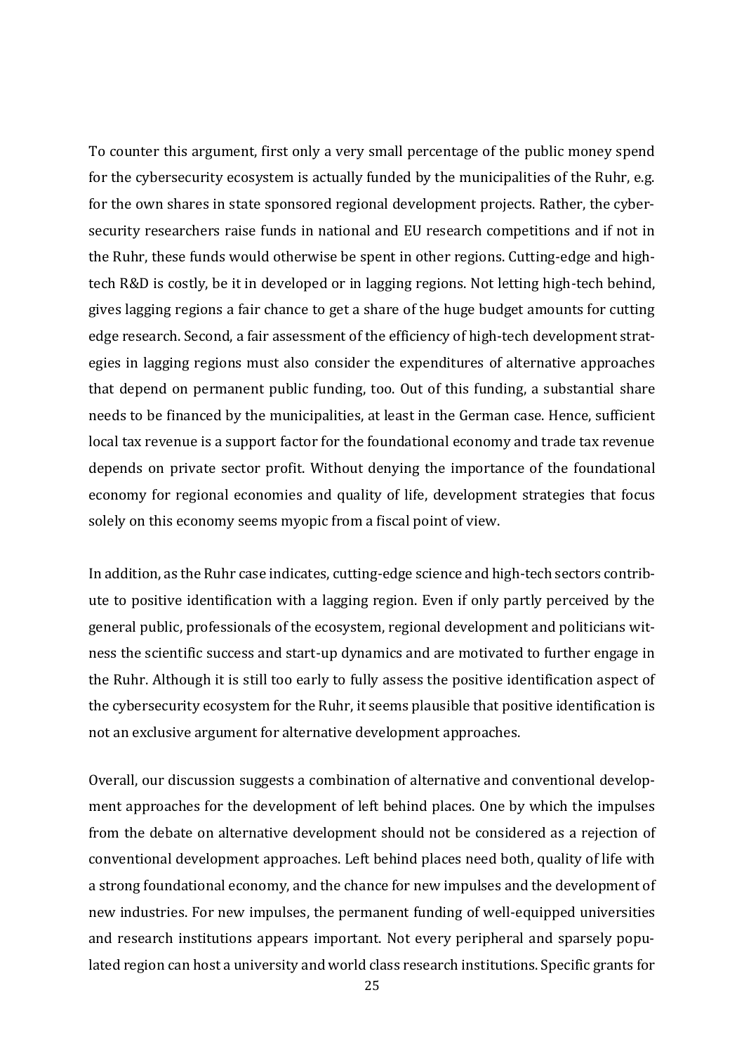To counter this argument, first only a very small percentage of the public money spend for the cybersecurity ecosystem is actually funded by the municipalities of the Ruhr, e.g. for the own shares in state sponsored regional development projects. Rather, the cybersecurity researchers raise funds in national and EU research competitions and if not in the Ruhr, these funds would otherwise be spent in other regions. Cutting-edge and high-tech R&D is costly, be it in developed or in lagging regions. Not letting high-tech behind, gives lagging regions a fair chance to get a share of the huge budget amounts for cutting edge research. Second, a fair assessment of the efficiency of high-tech development strategies in lagging regions must also consider the expenditures of alternative approaches that depend on permanent public funding, too. Out of this funding, a substantial share needs to be financed by the municipalities, at least in the German case. Hence, sufficient local tax revenue is a support factor for the foundational economy and trade tax revenue depends on private sector profit. Without denying the importance of the foundational economy for regional economies and quality of life, development strategies that focus solely on this economy seems myopic from a fiscal point of view.

In addition, as the Ruhr case indicates, cutting-edge science and high-tech sectors contribute to positive identification with a lagging region. Even if only partly perceived by the general public, professionals of the ecosystem, regional development and politicians witness the scientific success and start-up dynamics and are motivated to further engage in the Ruhr. Although it is still too early to fully assess the positive identification aspect of the cybersecurity ecosystem for the Ruhr, it seems plausible that positive identification is not an exclusive argument for alternative development approaches.

Overall, our discussion suggests a combination of alternative and conventional development approaches for the development of left behind places. One by which the impulses from the debate on alternative development should not be considered as a rejection of conventional development approaches. Left behind places need both, quality of life with a strong foundational economy, and the chance for new impulses and the development of new industries. For new impulses, the permanent funding of well-equipped universities and research institutions appears important. Not every peripheral and sparsely populated region can host a university and world class research institutions. Specific grants for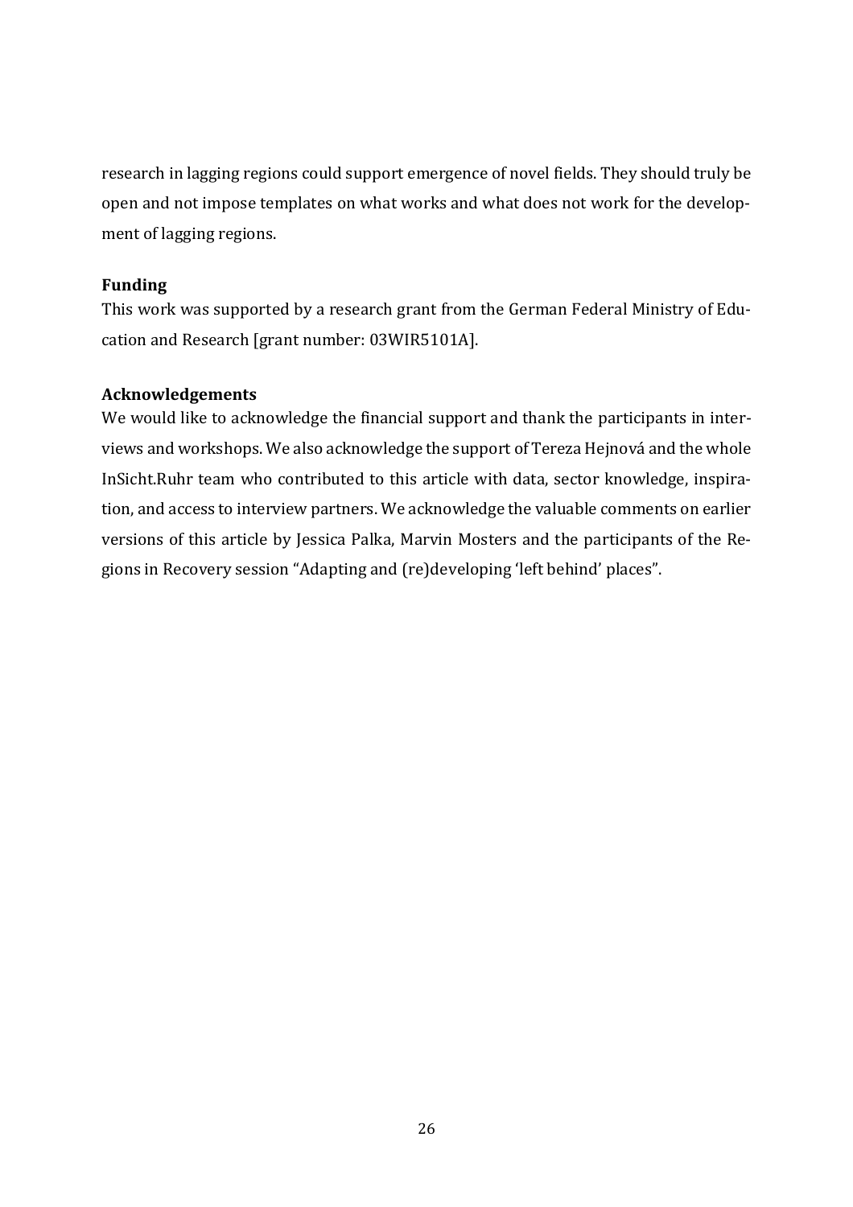research in lagging regions could support emergence of novel fields. They should truly be open and not impose templates on what works and what does not work for the development of lagging regions.

### Funding

This work was supported by a research grant from the German Federal Ministry of Education and Research [grant number: 03WIR5101A].

### Acknowledgements

We would like to acknowledge the financial support and thank the participants in interviews and workshops. We also acknowledge the support of Tereza Hejnová and the whole InSicht.Ruhr team who contributed to this article with data, sector knowledge, inspiration, and access to interview partners. We acknowledge the valuable comments on earlier versions of this article by Jessica Palka, Marvin Mosters and the participants of the Regions in Recovery session "Adapting and (re)developing 'left behind' places".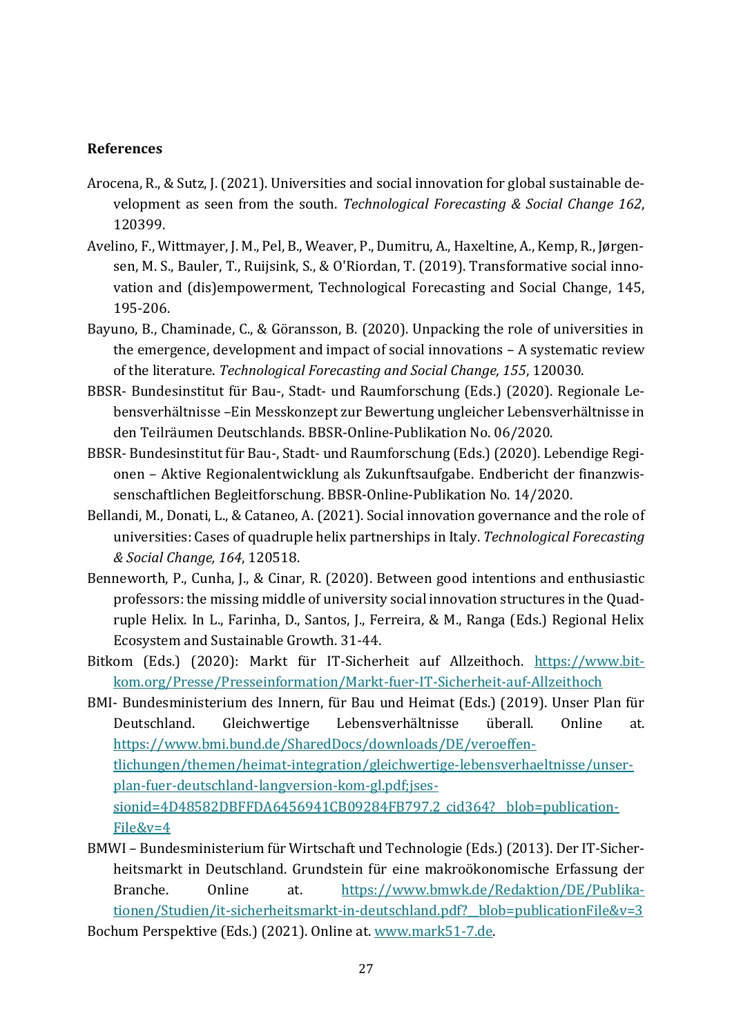**References**

Arocena, R., & Sutz, J. (2021). Universities and social innovation for global sustainable development as seen from the south. *Technological Forecasting & Social Change 162*, 120399.

Avelino, F., Wittmayer, J. M., Pel, B., Weaver, P., Dumitru, A., Haxeltine, A., Kemp, R., Jørgensen, M. S., Bauler, T., Ruijsink, S., & O'Riordan, T. (2019). Transformative social innovation and (dis)empowerment, Technological Forecasting and Social Change, 145, 195-206.

Bayuno, B., Chaminade, C., & Göransson, B. (2020). Unpacking the role of universities in the emergence, development and impact of social innovations – A systematic review of the literature. *Technological Forecasting and Social Change, 155*, 120030.

BBSR- Bundesinstitut für Bau-, Stadt- und Raumforschung (Eds.) (2020). Regionale Lebensverhältnisse –Ein Messkonzept zur Bewertung ungleicher Lebensverhältnisse in den Teilräumen Deutschlands. BBSR-Online-Publikation No. 06/2020.

BBSR- Bundesinstitut für Bau-, Stadt- und Raumforschung (Eds.) (2020). Lebendige Regionen – Aktive Regionalentwicklung als Zukunftsaufgabe. Endbericht der finanzwissenschaftlichen Begleitforschung. BBSR-Online-Publikation No. 14/2020.

Bellandi, M., Donati, L., & Cataneo, A. (2021). Social innovation governance and the role of universities: Cases of quadruple helix partnerships in Italy. *Technological Forecasting & Social Change, 164*, 120518.

Benneworth, P., Cunha, J., & Cinar, R. (2020). Between good intentions and enthusiastic professors: the missing middle of university social innovation structures in the Quadruple Helix. In L., Farinha, D., Santos, J., Ferreira, & M., Ranga (Eds.) Regional Helix Ecosystem and Sustainable Growth. 31-44.

Bitkom (Eds.) (2020): Markt für IT-Sicherheit auf Allzeithoch. https://www.bitkom.org/Presse/Presseinformation/Markt-fuer-IT-Sicherheit-auf-Allzeithoch

BMI- Bundesministerium des Innern, für Bau und Heimat (Eds.) (2019). Unser Plan für Deutschland. Gleichwertige Lebensverhältnisse überall. Online at. https://www.bmi.bund.de/SharedDocs/downloads/DE/veroeffentlichungen/themen/heimat-integration/gleichwertige-lebensverhaeltnisse/unser-plan-fuer-deutschland-langversion-kom-gl.pdf;jsessionid=4D48582DBFFDA6456941CB09284FB797.2_cid364?__blob=publicationFile&v=4

BMWI – Bundesministerium für Wirtschaft und Technologie (Eds.) (2013). Der IT-Sicherheitsmarkt in Deutschland. Grundstein für eine makroökonomische Erfassung der Branche. Online at. https://www.bmwk.de/Redaktion/DE/Publikationen/Studien/it-sicherheitsmarkt-in-deutschland.pdf?__blob=publicationFile&v=3

Bochum Perspektive (Eds.) (2021). Online at. www.mark51-7.de.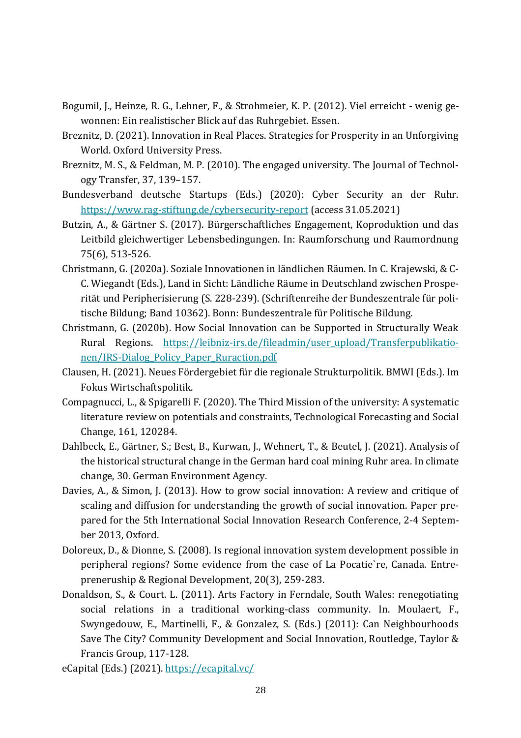Bogumil, J., Heinze, R. G., Lehner, F., & Strohmeier, K. P. (2012). Viel erreicht - wenig gewonnen: Ein realistischer Blick auf das Ruhrgebiet. Essen.

Breznitz, D. (2021). Innovation in Real Places. Strategies for Prosperity in an Unforgiving World. Oxford University Press.

Breznitz, M. S., & Feldman, M. P. (2010). The engaged university. The Journal of Technology Transfer, 37, 139–157.

Bundesverband deutsche Startups (Eds.) (2020): Cyber Security an der Ruhr. https://www.rag-stiftung.de/cybersecurity-report (access 31.05.2021)

Butzin, A., & Gärtner S. (2017). Bürgerschaftliches Engagement, Koproduktion und das Leitbild gleichwertiger Lebensbedingungen. In: Raumforschung und Raumordnung 75(6), 513-526.

Christmann, G. (2020a). Soziale Innovationen in ländlichen Räumen. In C. Krajewski, & C-C. Wiegandt (Eds.), Land in Sicht: Ländliche Räume in Deutschland zwischen Prosperität und Peripherisierung (S. 228-239). (Schriftenreihe der Bundeszentrale für politische Bildung; Band 10362). Bonn: Bundeszentrale für Politische Bildung.

Christmann, G. (2020b). How Social Innovation can be Supported in Structurally Weak Rural Regions. https://leibniz-irs.de/fileadmin/user_upload/Transferpublikationen/IRS-Dialog_Policy_Paper_Ruraction.pdf

Clausen, H. (2021). Neues Fördergebiet für die regionale Strukturpolitik. BMWI (Eds.). Im Fokus Wirtschaftspolitik.

Compagnucci, L., & Spigarelli F. (2020). The Third Mission of the university: A systematic literature review on potentials and constraints, Technological Forecasting and Social Change, 161, 120284.

Dahlbeck, E., Gärtner, S.; Best, B., Kurwan, J., Wehnert, T., & Beutel, J. (2021). Analysis of the historical structural change in the German hard coal mining Ruhr area. In climate change, 30. German Environment Agency.

Davies, A., & Simon, J. (2013). How to grow social innovation: A review and critique of scaling and diffusion for understanding the growth of social innovation. Paper prepared for the 5th International Social Innovation Research Conference, 2-4 September 2013, Oxford.

Doloreux, D., & Dionne, S. (2008). Is regional innovation system development possible in peripheral regions? Some evidence from the case of La Pocatie`re, Canada. Entrepreneruship & Regional Development, 20(3), 259-283.

Donaldson, S., & Court. L. (2011). Arts Factory in Ferndale, South Wales: renegotiating social relations in a traditional working-class community. In. Moulaert, F., Swyngedouw, E., Martinelli, F., & Gonzalez, S. (Eds.) (2011): Can Neighbourhoods Save The City? Community Development and Social Innovation, Routledge, Taylor & Francis Group, 117-128.

eCapital (Eds.) (2021). https://ecapital.vc/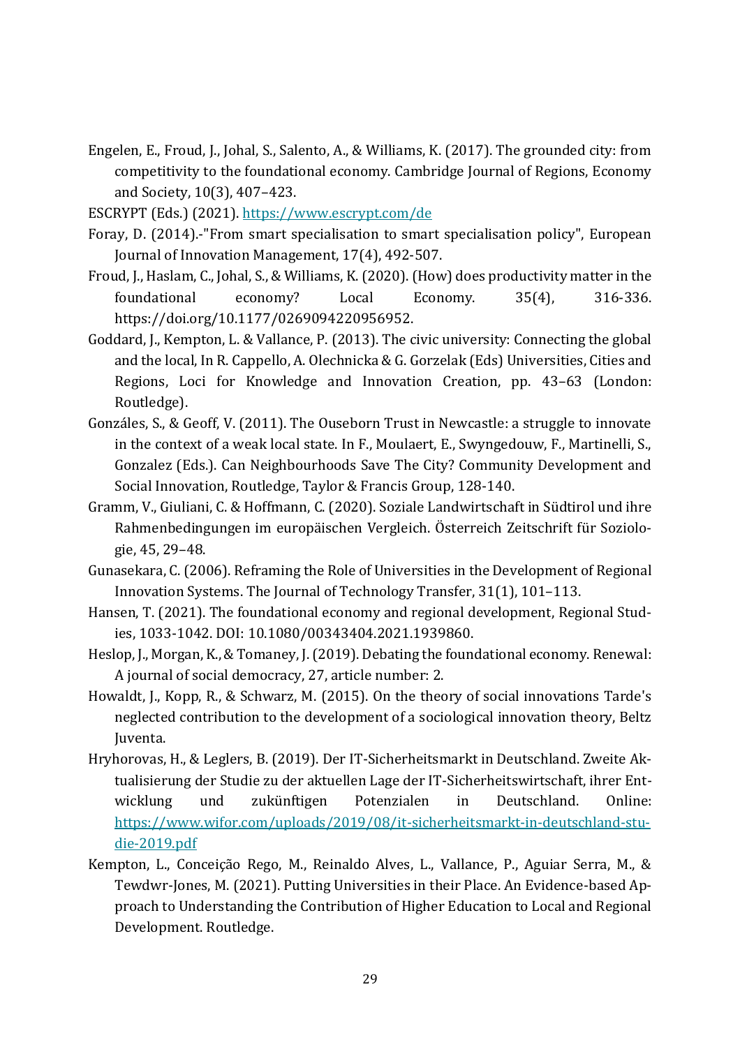Engelen, E., Froud, J., Johal, S., Salento, A., & Williams, K. (2017). The grounded city: from competitivity to the foundational economy. Cambridge Journal of Regions, Economy and Society, 10(3), 407–423.

ESCRYPT (Eds.) (2021). https://www.escrypt.com/de

Foray, D. (2014).-"From smart specialisation to smart specialisation policy", European Journal of Innovation Management, 17(4), 492-507.

Froud, J., Haslam, C., Johal, S., & Williams, K. (2020). (How) does productivity matter in the foundational economy? Local Economy. 35(4), 316-336. https://doi.org/10.1177/0269094220956952.

Goddard, J., Kempton, L. & Vallance, P. (2013). The civic university: Connecting the global and the local, In R. Cappello, A. Olechnicka & G. Gorzelak (Eds) Universities, Cities and Regions, Loci for Knowledge and Innovation Creation, pp. 43–63 (London: Routledge).

Gonzáles, S., & Geoff, V. (2011). The Ouseborn Trust in Newcastle: a struggle to innovate in the context of a weak local state. In F., Moulaert, E., Swyngedouw, F., Martinelli, S., Gonzalez (Eds.). Can Neighbourhoods Save The City? Community Development and Social Innovation, Routledge, Taylor & Francis Group, 128-140.

Gramm, V., Giuliani, C. & Hoffmann, C. (2020). Soziale Landwirtschaft in Südtirol und ihre Rahmenbedingungen im europäischen Vergleich. Österreich Zeitschrift für Soziologie, 45, 29–48.

Gunasekara, C. (2006). Reframing the Role of Universities in the Development of Regional Innovation Systems. The Journal of Technology Transfer, 31(1), 101–113.

Hansen, T. (2021). The foundational economy and regional development, Regional Studies, 1033-1042. DOI: 10.1080/00343404.2021.1939860.

Heslop, J., Morgan, K., & Tomaney, J. (2019). Debating the foundational economy. Renewal: A journal of social democracy, 27, article number: 2.

Howaldt, J., Kopp, R., & Schwarz, M. (2015). On the theory of social innovations Tarde's neglected contribution to the development of a sociological innovation theory, Beltz Juventa.

Hryhorovas, H., & Leglers, B. (2019). Der IT-Sicherheitsmarkt in Deutschland. Zweite Aktualisierung der Studie zu der aktuellen Lage der IT-Sicherheitswirtschaft, ihrer Entwicklung und zukünftigen Potenzialen in Deutschland. Online: https://www.wifor.com/uploads/2019/08/it-sicherheitsmarkt-in-deutschland-studie-2019.pdf

Kempton, L., Conceição Rego, M., Reinaldo Alves, L., Vallance, P., Aguiar Serra, M., & Tewdwr-Jones, M. (2021). Putting Universities in their Place. An Evidence-based Approach to Understanding the Contribution of Higher Education to Local and Regional Development. Routledge.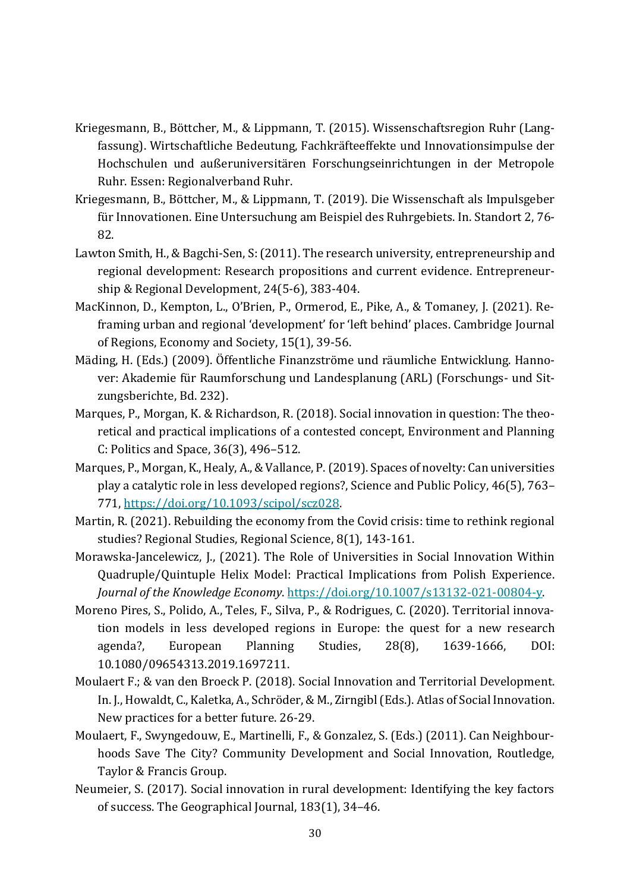Kriegesmann, B., Böttcher, M., & Lippmann, T. (2015). Wissenschaftsregion Ruhr (Langfassung). Wirtschaftliche Bedeutung, Fachkräfteeffekte und Innovationsimpulse der Hochschulen und außeruniversitären Forschungseinrichtungen in der Metropole Ruhr. Essen: Regionalverband Ruhr.

Kriegesmann, B., Böttcher, M., & Lippmann, T. (2019). Die Wissenschaft als Impulsgeber für Innovationen. Eine Untersuchung am Beispiel des Ruhrgebiets. In. Standort 2, 76-82.

Lawton Smith, H., & Bagchi-Sen, S: (2011). The research university, entrepreneurship and regional development: Research propositions and current evidence. Entrepreneurship & Regional Development, 24(5-6), 383-404.

MacKinnon, D., Kempton, L., O'Brien, P., Ormerod, E., Pike, A., & Tomaney, J. (2021). Reframing urban and regional 'development' for 'left behind' places. Cambridge Journal of Regions, Economy and Society, 15(1), 39-56.

Mäding, H. (Eds.) (2009). Öffentliche Finanzströme und räumliche Entwicklung. Hannover: Akademie für Raumforschung und Landesplanung (ARL) (Forschungs- und Sitzungsberichte, Bd. 232).

Marques, P., Morgan, K. & Richardson, R. (2018). Social innovation in question: The theoretical and practical implications of a contested concept, Environment and Planning C: Politics and Space, 36(3), 496–512.

Marques, P., Morgan, K., Healy, A., & Vallance, P. (2019). Spaces of novelty: Can universities play a catalytic role in less developed regions?, Science and Public Policy, 46(5), 763–771, https://doi.org/10.1093/scipol/scz028.

Martin, R. (2021). Rebuilding the economy from the Covid crisis: time to rethink regional studies? Regional Studies, Regional Science, 8(1), 143-161.

Morawska-Jancelewicz, J., (2021). The Role of Universities in Social Innovation Within Quadruple/Quintuple Helix Model: Practical Implications from Polish Experience. *Journal of the Knowledge Economy*. https://doi.org/10.1007/s13132-021-00804-y.

Moreno Pires, S., Polido, A., Teles, F., Silva, P., & Rodrigues, C. (2020). Territorial innovation models in less developed regions in Europe: the quest for a new research agenda?, European Planning Studies, 28(8), 1639-1666, DOI: 10.1080/09654313.2019.1697211.

Moulaert F.; & van den Broeck P. (2018). Social Innovation and Territorial Development. In. J., Howaldt, C., Kaletka, A., Schröder, & M., Zirngibl (Eds.). Atlas of Social Innovation. New practices for a better future. 26-29.

Moulaert, F., Swyngedouw, E., Martinelli, F., & Gonzalez, S. (Eds.) (2011). Can Neighbourhoods Save The City? Community Development and Social Innovation, Routledge, Taylor & Francis Group.

Neumeier, S. (2017). Social innovation in rural development: Identifying the key factors of success. The Geographical Journal, 183(1), 34–46.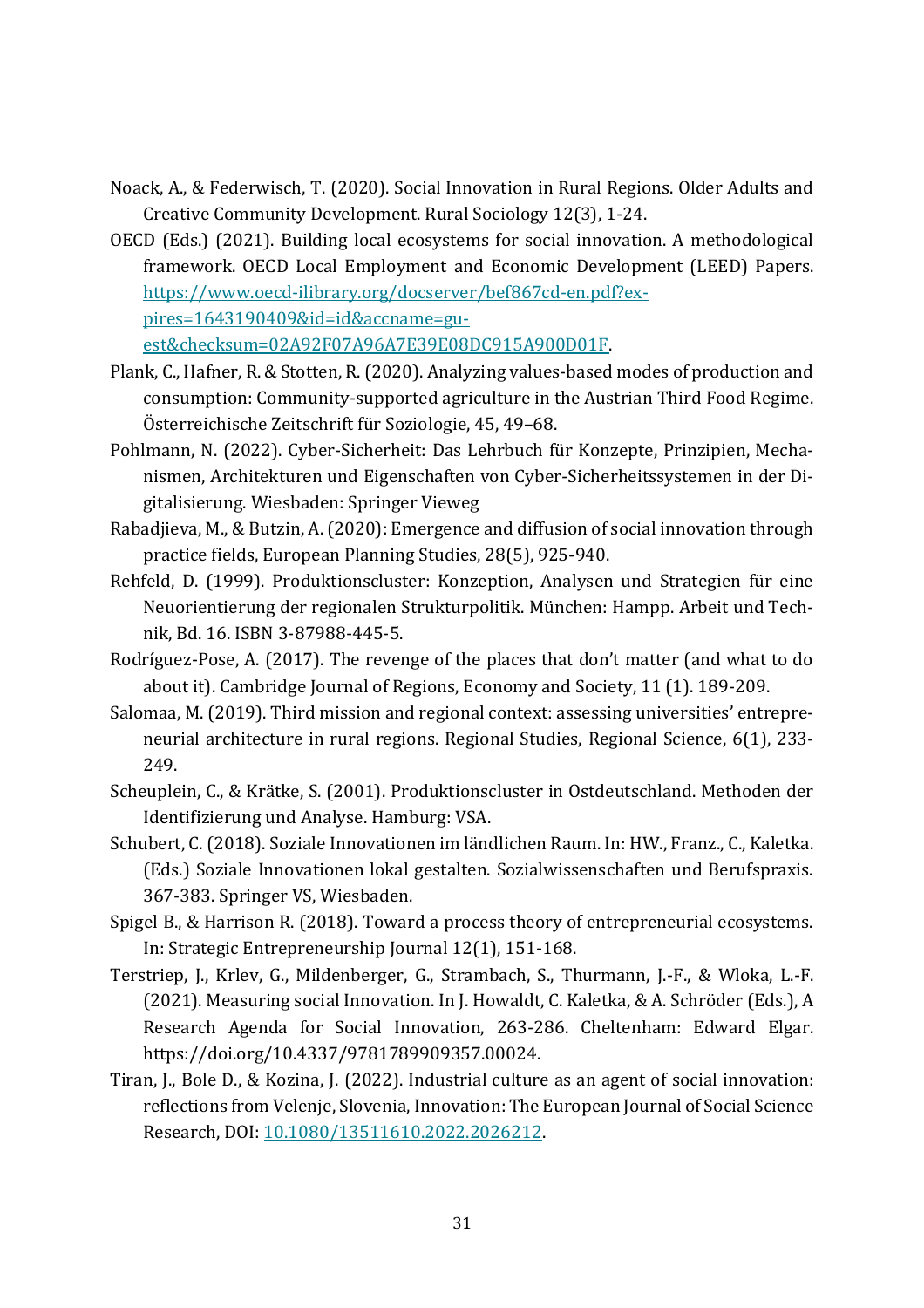Noack, A., & Federwisch, T. (2020). Social Innovation in Rural Regions. Older Adults and Creative Community Development. Rural Sociology 12(3), 1-24.

OECD (Eds.) (2021). Building local ecosystems for social innovation. A methodological framework. OECD Local Employment and Economic Development (LEED) Papers. https://www.oecd-ilibrary.org/docserver/bef867cd-en.pdf?expires=1643190409&id=id&accname=guest&checksum=02A92F07A96A7E39E08DC915A900D01F.

Plank, C., Hafner, R. & Stotten, R. (2020). Analyzing values-based modes of production and consumption: Community-supported agriculture in the Austrian Third Food Regime. Österreichische Zeitschrift für Soziologie, 45, 49–68.

Pohlmann, N. (2022). Cyber-Sicherheit: Das Lehrbuch für Konzepte, Prinzipien, Mechanismen, Architekturen und Eigenschaften von Cyber-Sicherheitssystemen in der Digitalisierung. Wiesbaden: Springer Vieweg

Rabadjieva, M., & Butzin, A. (2020): Emergence and diffusion of social innovation through practice fields, European Planning Studies, 28(5), 925-940.

Rehfeld, D. (1999). Produktionscluster: Konzeption, Analysen und Strategien für eine Neuorientierung der regionalen Strukturpolitik. München: Hampp. Arbeit und Technik, Bd. 16. ISBN 3-87988-445-5.

Rodríguez-Pose, A. (2017). The revenge of the places that don't matter (and what to do about it). Cambridge Journal of Regions, Economy and Society, 11 (1). 189-209.

Salomaa, M. (2019). Third mission and regional context: assessing universities' entrepreneurial architecture in rural regions. Regional Studies, Regional Science, 6(1), 233-249.

Scheuplein, C., & Krätke, S. (2001). Produktionscluster in Ostdeutschland. Methoden der Identifizierung und Analyse. Hamburg: VSA.

Schubert, C. (2018). Soziale Innovationen im ländlichen Raum. In: HW., Franz., C., Kaletka. (Eds.) Soziale Innovationen lokal gestalten. Sozialwissenschaften und Berufspraxis. 367-383. Springer VS, Wiesbaden.

Spigel B., & Harrison R. (2018). Toward a process theory of entrepreneurial ecosystems. In: Strategic Entrepreneurship Journal 12(1), 151-168.

Terstriep, J., Krlev, G., Mildenberger, G., Strambach, S., Thurmann, J.-F., & Wloka, L.-F. (2021). Measuring social Innovation. In J. Howaldt, C. Kaletka, & A. Schröder (Eds.), A Research Agenda for Social Innovation, 263-286. Cheltenham: Edward Elgar. https://doi.org/10.4337/9781789909357.00024.

Tiran, J., Bole D., & Kozina, J. (2022). Industrial culture as an agent of social innovation: reflections from Velenje, Slovenia, Innovation: The European Journal of Social Science Research, DOI: 10.1080/13511610.2022.2026212.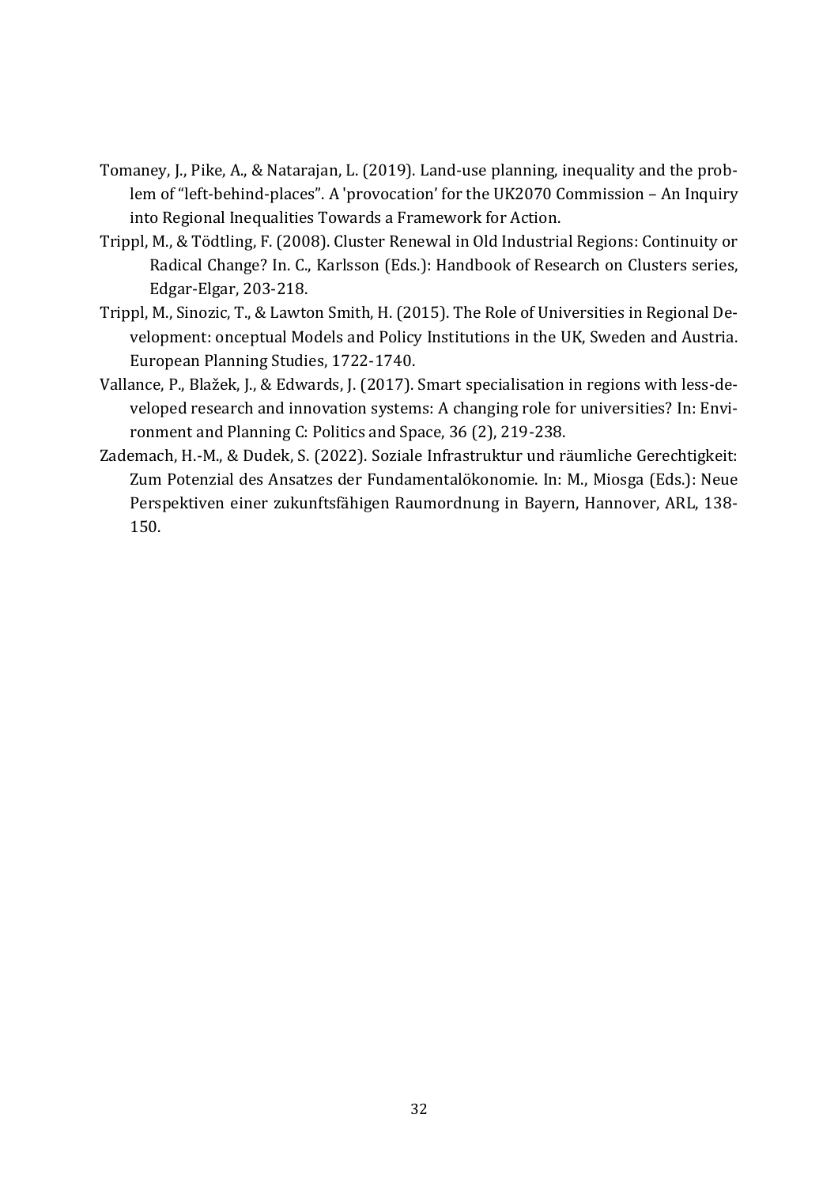Tomaney, J., Pike, A., & Natarajan, L. (2019). Land-use planning, inequality and the problem of "left-behind-places". A 'provocation' for the UK2070 Commission – An Inquiry into Regional Inequalities Towards a Framework for Action.

Trippl, M., & Tödtling, F. (2008). Cluster Renewal in Old Industrial Regions: Continuity or Radical Change? In. C., Karlsson (Eds.): Handbook of Research on Clusters series, Edgar-Elgar, 203-218.

Trippl, M., Sinozic, T., & Lawton Smith, H. (2015). The Role of Universities in Regional Development: onceptual Models and Policy Institutions in the UK, Sweden and Austria. European Planning Studies, 1722-1740.

Vallance, P., Blažek, J., & Edwards, J. (2017). Smart specialisation in regions with less-developed research and innovation systems: A changing role for universities? In: Environment and Planning C: Politics and Space, 36 (2), 219-238.

Zademach, H.-M., & Dudek, S. (2022). Soziale Infrastruktur und räumliche Gerechtigkeit: Zum Potenzial des Ansatzes der Fundamentalökonomie. In: M., Miosga (Eds.): Neue Perspektiven einer zukunftsfähigen Raumordnung in Bayern, Hannover, ARL, 138-150.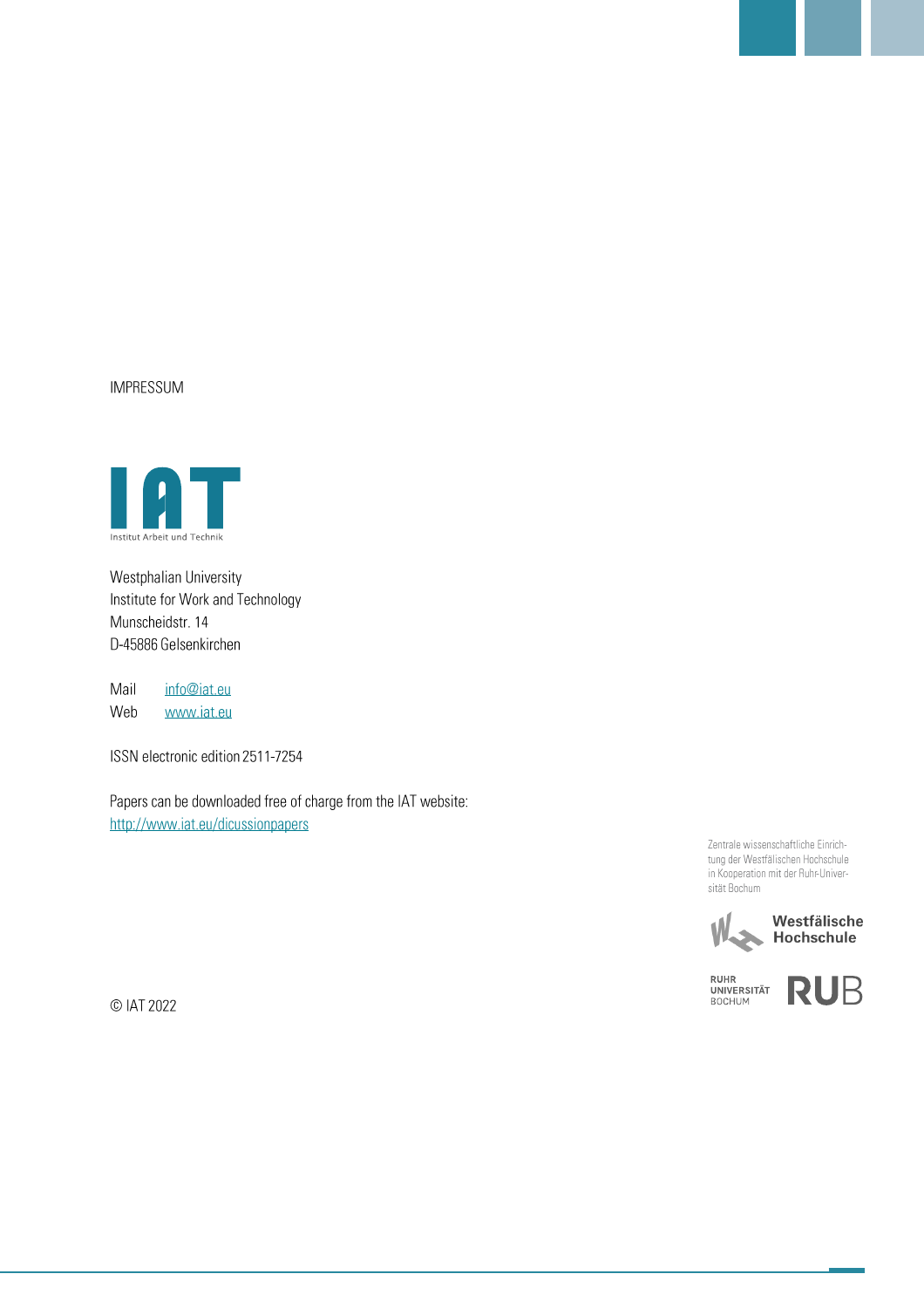IMPRESSUM

IAT
Institut Arbeit und Technik

Westphalian University
Institute for Work and Technology
Munscheidstr. 14
D-45886 Gelsenkirchen

Mail info@iat.eu
Web www.iat.eu

ISSN electronic edition 2511-7254

Papers can be downloaded free of charge from the IAT website:
http://www.iat.eu/dicussionpapers

Zentrale wissenschaftliche Einrichtung der Westfälischen Hochschule in Kooperation mit der Ruhr-Universität Bochum

Westfälische Hochschule

RUHR UNIVERSITÄT BOCHUM RUB

© IAT 2022